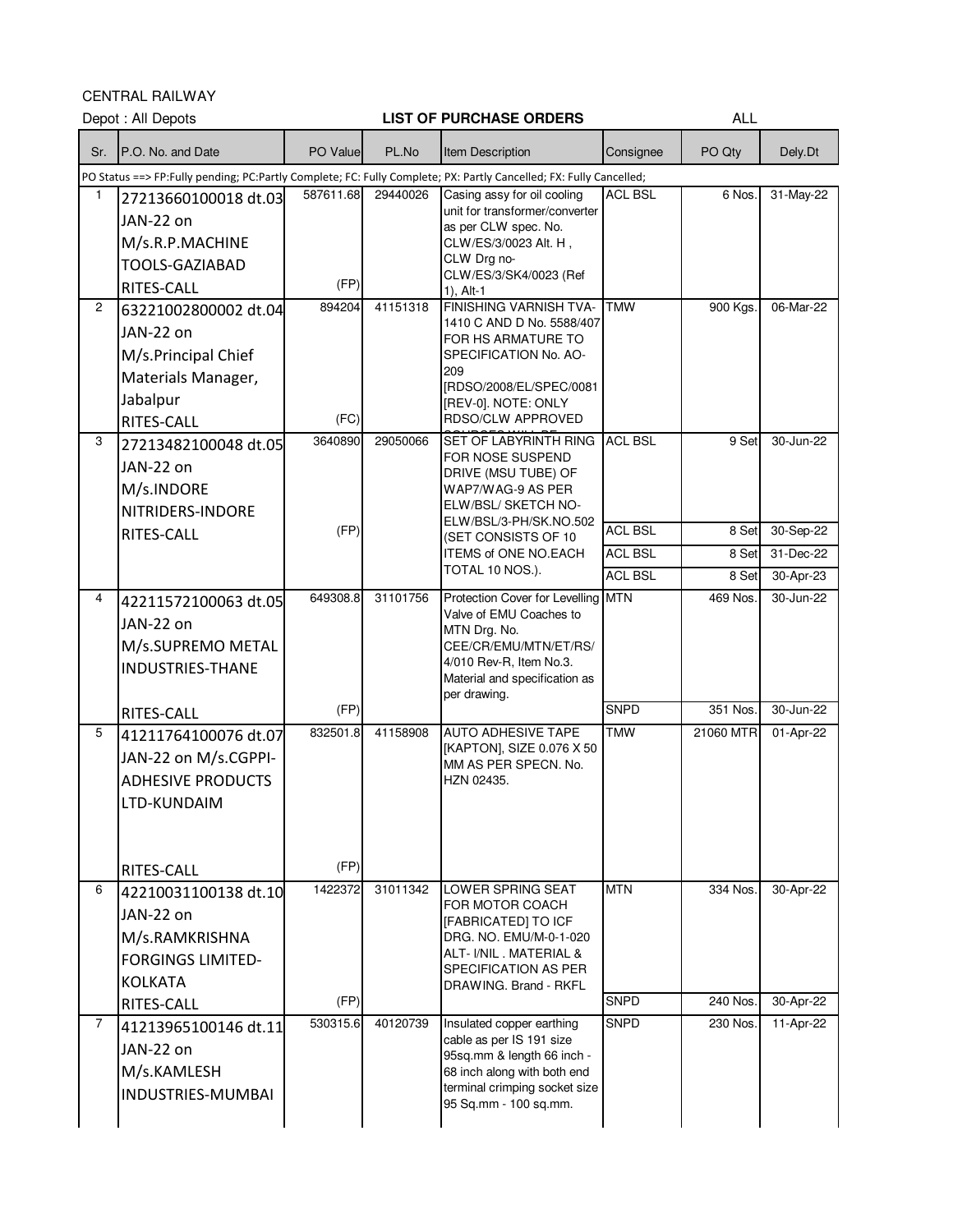CENTRAL RAILWAY

Depot : All Depots **LIST OF PURCHASE ORDERS** ALL

| Sr. | P.O. No. and Date | PO Value | PL.No | Item Description | Consignee | PO Qty | Dely.Dt |
|---|---|---|---|---|---|---|---|
| PO Status ==> FP:Fully pending; PC:Partly Complete; FC: Fully Complete; PX: Partly Cancelled; FX: Fully Cancelled; | | | | | | | |
| 1 | 27213660100018 dt.03 JAN-22 on M/s.R.P.MACHINE TOOLS-GAZIABAD RITES-CALL | 587611.68 (FP) | 29440026 | Casing assy for oil cooling unit for transformer/converter as per CLW spec. No. CLW/ES/3/0023 Alt. H , CLW Drg no- CLW/ES/3/SK4/0023 (Ref 1), Alt-1 | ACL BSL | 6 Nos. | 31-May-22 |
| 2 | 63221002800002 dt.04 JAN-22 on M/s.Principal Chief Materials Manager, Jabalpur RITES-CALL | 894204 (FC) | 41151318 | FINISHING VARNISH TVA-1410 C AND D No. 5588/407 FOR HS ARMATURE TO SPECIFICATION No. AO-209 [RDSO/2008/EL/SPEC/0081 [REV-0]. NOTE: ONLY RDSO/CLW APPROVED | TMW | 900 Kgs. | 06-Mar-22 |
| 3 | 27213482100048 dt.05 JAN-22 on M/s.INDORE NITRIDERS-INDORE RITES-CALL | 3640890 (FP) | 29050066 | SET OF LABYRINTH RING FOR NOSE SUSPEND DRIVE (MSU TUBE) OF WAP7/WAG-9 AS PER ELW/BSL/ SKETCH NO-ELW/BSL/3-PH/SK.NO.502 (SET CONSISTS OF 10 ITEMS of ONE NO.EACH TOTAL 10 NOS.). | ACL BSL | 9 Set | 30-Jun-22 |
| | | | | | ACL BSL | 8 Set | 30-Sep-22 |
| | | | | | ACL BSL | 8 Set | 31-Dec-22 |
| | | | | | ACL BSL | 8 Set | 30-Apr-23 |
| 4 | 42211572100063 dt.05 JAN-22 on M/s.SUPREMO METAL INDUSTRIES-THANE RITES-CALL | 649308.8 (FP) | 31101756 | Protection Cover for Levelling Valve of EMU Coaches to MTN Drg. No. CEE/CR/EMU/MTN/ET/RS/ 4/010 Rev-R, Item No.3. Material and specification as per drawing. | MTN | 469 Nos. | 30-Jun-22 |
| | | | | | SNPD | 351 Nos. | 30-Jun-22 |
| 5 | 41211764100076 dt.07 JAN-22 on M/s.CGPPI-ADHESIVE PRODUCTS LTD-KUNDAIM RITES-CALL | 832501.8 (FP) | 41158908 | AUTO ADHESIVE TAPE [KAPTON], SIZE 0.076 X 50 MM AS PER SPECN. No. HZN 02435. | TMW | 21060 MTR | 01-Apr-22 |
| 6 | 42210031100138 dt.10 JAN-22 on M/s.RAMKRISHNA FORGINGS LIMITED-KOLKATA RITES-CALL | 1422372 (FP) | 31011342 | LOWER SPRING SEAT FOR MOTOR COACH [FABRICATED] TO ICF DRG. NO. EMU/M-0-1-020 ALT- I/NIL . MATERIAL & SPECIFICATION AS PER DRAWING. Brand - RKFL | MTN | 334 Nos. | 30-Apr-22 |
| | | | | | SNPD | 240 Nos. | 30-Apr-22 |
| 7 | 41213965100146 dt.11 JAN-22 on M/s.KAMLESH INDUSTRIES-MUMBAI | 530315.6 | 40120739 | Insulated copper earthing cable as per IS 191 size 95sq.mm & length 66 inch - 68 inch along with both end terminal crimping socket size 95 Sq.mm - 100 sq.mm. | SNPD | 230 Nos. | 11-Apr-22 |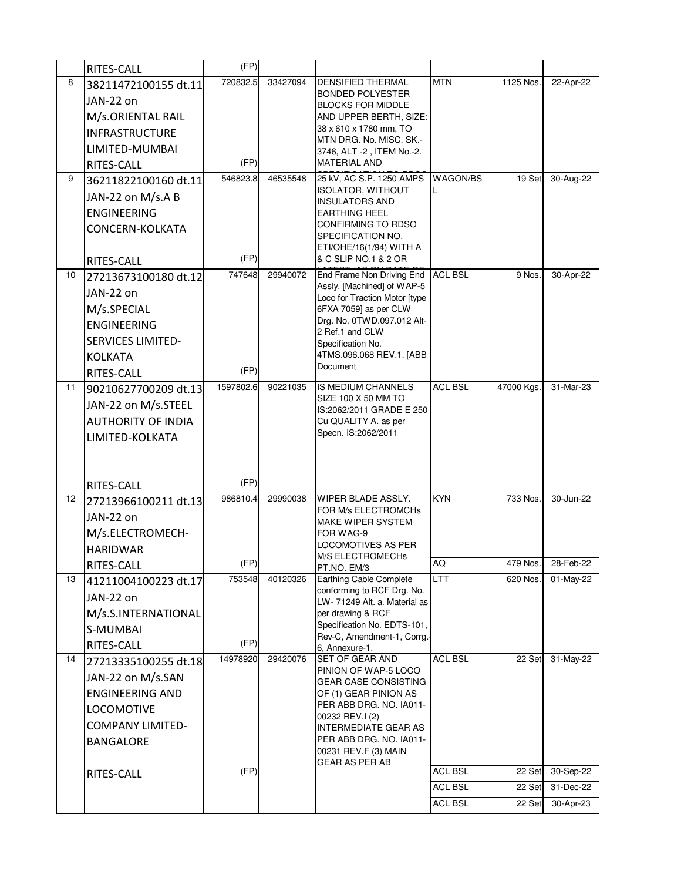| | | | | | | | |
|---|---|---|---|---|---|---|---|
| | RITES-CALL | (FP) | | | | | |
| 8 | 38211472100155 dt.11 JAN-22 on M/s.ORIENTAL RAIL INFRASTRUCTURE LIMITED-MUMBAI RITES-CALL | 720832.5 (FP) | 33427094 | DENSIFIED THERMAL BONDED POLYESTER BLOCKS FOR MIDDLE AND UPPER BERTH, SIZE: 38 x 610 x 1780 mm, TO MTN DRG. No. MISC. SK.-3746, ALT -2 , ITEM No.-2. MATERIAL AND | MTN | 1125 Nos. | 22-Apr-22 |
| 9 | 36211822100160 dt.11 JAN-22 on M/s.A B ENGINEERING CONCERN-KOLKATA RITES-CALL | 546823.8 (FP) | 46535548 | 25 kV, AC S.P. 1250 AMPS ISOLATOR, WITHOUT INSULATORS AND EARTHING HEEL CONFIRMING TO RDSO SPECIFICATION NO. ETI/OHE/16(1/94) WITH A & C SLIP NO.1 & 2 OR | WAGON/BSL | 19 Set | 30-Aug-22 |
| 10 | 27213673100180 dt.12 JAN-22 on M/s.SPECIAL ENGINEERING SERVICES LIMITED-KOLKATA RITES-CALL | 747648 (FP) | 29940072 | End Frame Non Driving End Assly. [Machined] of WAP-5 Loco for Traction Motor [type 6FXA 7059] as per CLW Drg. No. 0TWD.097.012 Alt-2 Ref.1 and CLW Specification No. 4TMS.096.068 REV.1. [ABB Document | ACL BSL | 9 Nos. | 30-Apr-22 |
| 11 | 90210627700209 dt.13 JAN-22 on M/s.STEEL AUTHORITY OF INDIA LIMITED-KOLKATA RITES-CALL | 1597802.6 (FP) | 90221035 | IS MEDIUM CHANNELS SIZE 100 X 50 MM TO IS:2062/2011 GRADE E 250 Cu QUALITY A. as per Specn. IS:2062/2011 | ACL BSL | 47000 Kgs. | 31-Mar-23 |
| 12 | 27213966100211 dt.13 JAN-22 on M/s.ELECTROMECH-HARIDWAR RITES-CALL | 986810.4 (FP) | 29990038 | WIPER BLADE ASSLY. FOR M/s ELECTROMCHs MAKE WIPER SYSTEM FOR WAG-9 LOCOMOTIVES AS PER M/S ELECTROMECHs PT.NO. EM/3 | KYN | 733 Nos. | 30-Jun-22 |
| | | | | | AQ | 479 Nos. | 28-Feb-22 |
| 13 | 41211004100223 dt.17 JAN-22 on M/s.S.INTERNATIONALS-MUMBAI RITES-CALL | 753548 (FP) | 40120326 | Earthing Cable Complete conforming to RCF Drg. No. LW- 71249 Alt. a. Material as per drawing & RCF Specification No. EDTS-101, Rev-C, Amendment-1, Corrg.-6, Annexure-1. | LTT | 620 Nos. | 01-May-22 |
| 14 | 27213335100255 dt.18 JAN-22 on M/s.SAN ENGINEERING AND LOCOMOTIVE COMPANY LIMITED-BANGALORE RITES-CALL | 14978920 (FP) | 29420076 | SET OF GEAR AND PINION OF WAP-5 LOCO GEAR CASE CONSISTING OF (1) GEAR PINION AS PER ABB DRG. NO. IA011-00232 REV.I (2) INTERMEDIATE GEAR AS PER ABB DRG. NO. IA011-00231 REV.F (3) MAIN GEAR AS PER AB | ACL BSL | 22 Set | 31-May-22 |
| | | | | | ACL BSL | 22 Set | 30-Sep-22 |
| | | | | | ACL BSL | 22 Set | 31-Dec-22 |
| | | | | | ACL BSL | 22 Set | 30-Apr-23 |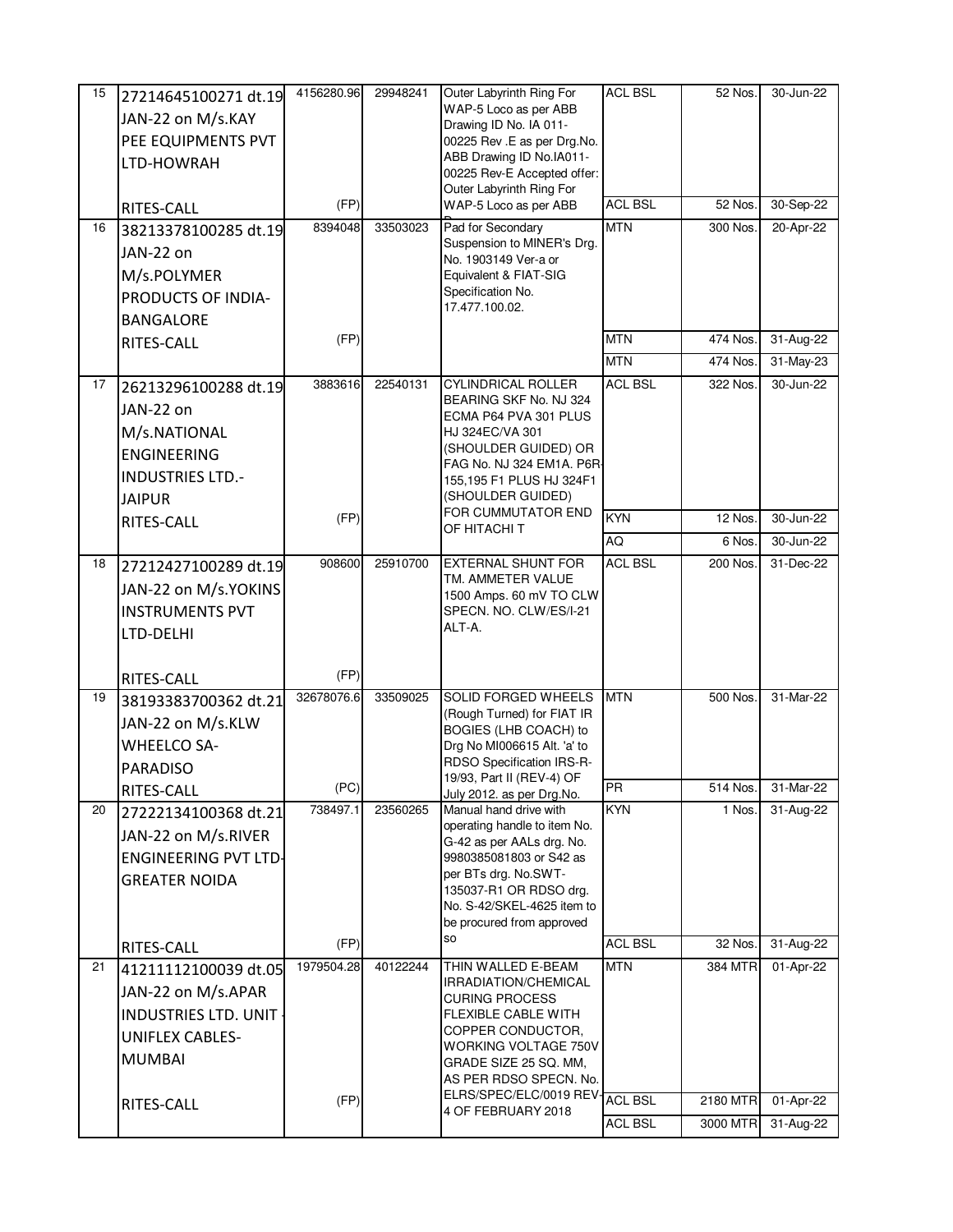| | | | | | | | |
|---|---|---|---|---|---|---|---|
| 15 | 27214645100271 dt.19 JAN-22 on M/s.KAY PEE EQUIPMENTS PVT LTD-HOWRAH RITES-CALL | 4156280.96 (FP) | 29948241 | Outer Labyrinth Ring For WAP-5 Loco as per ABB Drawing ID No. IA 011-00225 Rev .E as per Drg.No. ABB Drawing ID No.IA011-00225 Rev-E Accepted offer: Outer Labyrinth Ring For WAP-5 Loco as per ABB | ACL BSL | 52 Nos. | 30-Jun-22 |
| | | | | | ACL BSL | 52 Nos. | 30-Sep-22 |
| 16 | 38213378100285 dt.19 JAN-22 on M/s.POLYMER PRODUCTS OF INDIA-BANGALORE RITES-CALL | 8394048 (FP) | 33503023 | Pad for Secondary Suspension to MINER's Drg. No. 1903149 Ver-a or Equivalent & FIAT-SIG Specification No. 17.477.100.02. | MTN | 300 Nos. | 20-Apr-22 |
| | | | | | MTN | 474 Nos. | 31-Aug-22 |
| | | | | | MTN | 474 Nos. | 31-May-23 |
| 17 | 26213296100288 dt.19 JAN-22 on M/s.NATIONAL ENGINEERING INDUSTRIES LTD.-JAIPUR RITES-CALL | 3883616 (FP) | 22540131 | CYLINDRICAL ROLLER BEARING SKF No. NJ 324 ECMA P64 PVA 301 PLUS HJ 324EC/VA 301 (SHOULDER GUIDED) OR FAG No. NJ 324 EM1A. P6R-155,195 F1 PLUS HJ 324F1 (SHOULDER GUIDED) FOR CUMMUTATOR END OF HITACHI T | ACL BSL | 322 Nos. | 30-Jun-22 |
| | | | | | KYN | 12 Nos. | 30-Jun-22 |
| | | | | | AQ | 6 Nos. | 30-Jun-22 |
| 18 | 27212427100289 dt.19 JAN-22 on M/s.YOKINS INSTRUMENTS PVT LTD-DELHI RITES-CALL | 908600 (FP) | 25910700 | EXTERNAL SHUNT FOR TM. AMMETER VALUE 1500 Amps. 60 mV TO CLW SPECN. NO. CLW/ES/I-21 ALT-A. | ACL BSL | 200 Nos. | 31-Dec-22 |
| 19 | 38193383700362 dt.21 JAN-22 on M/s.KLW WHEELCO SA-PARADISO RITES-CALL | 32678076.6 (PC) | 33509025 | SOLID FORGED WHEELS (Rough Turned) for FIAT IR BOGIES (LHB COACH) to Drg No MI006615 Alt. 'a' to RDSO Specification IRS-R-19/93, Part II (REV-4) OF July 2012. as per Drg.No. | MTN | 500 Nos. | 31-Mar-22 |
| | | | | | PR | 514 Nos. | 31-Mar-22 |
| 20 | 27222134100368 dt.21 JAN-22 on M/s.RIVER ENGINEERING PVT LTD-GREATER NOIDA RITES-CALL | 738497.1 (FP) | 23560265 | Manual hand drive with operating handle to item No. G-42 as per AALs drg. No. 9980385081803 or S42 as per BTs drg. No.SWT-135037-R1 OR RDSO drg. No. S-42/SKEL-4625 item to be procured from approved so | KYN | 1 Nos. | 31-Aug-22 |
| | | | | | ACL BSL | 32 Nos. | 31-Aug-22 |
| 21 | 41211112100039 dt.05 JAN-22 on M/s.APAR INDUSTRIES LTD. UNIT - UNIFLEX CABLES-MUMBAI RITES-CALL | 1979504.28 (FP) | 40122244 | THIN WALLED E-BEAM IRRADIATION/CHEMICAL CURING PROCESS FLEXIBLE CABLE WITH COPPER CONDUCTOR, WORKING VOLTAGE 750V GRADE SIZE 25 SQ. MM, AS PER RDSO SPECN. No. ELRS/SPEC/ELC/0019 REV-4 OF FEBRUARY 2018 | MTN | 384 MTR | 01-Apr-22 |
| | | | | | ACL BSL | 2180 MTR | 01-Apr-22 |
| | | | | | ACL BSL | 3000 MTR | 31-Aug-22 |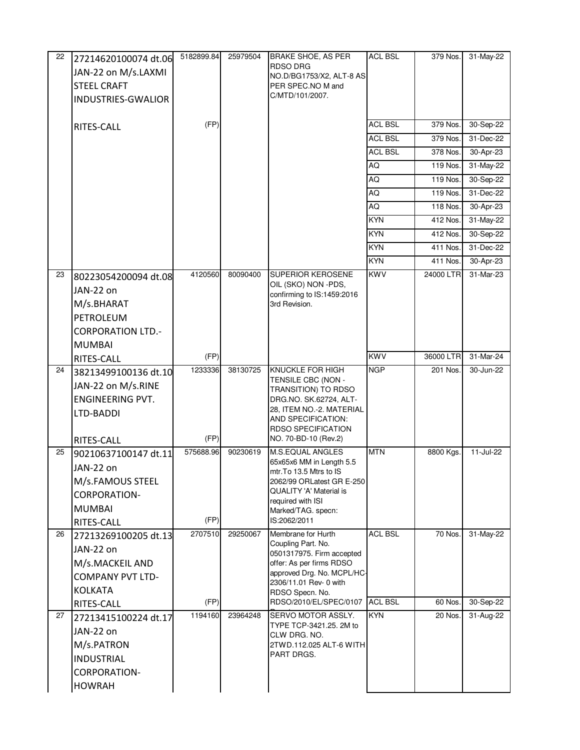| 22 | 27214620100074 dt.06 JAN-22 on M/s.LAXMI STEEL CRAFT INDUSTRIES-GWALIOR RITES-CALL | 5182899.84 (FP) | 25979504 | BRAKE SHOE, AS PER RDSO DRG NO.D/BG1753/X2, ALT-8 AS PER SPEC.NO M and C/MTD/101/2007. | ACL BSL | 379 Nos. | 31-May-22 |
|---|---|---|---|---|---|---|---|
| | | | | | ACL BSL | 379 Nos. | 30-Sep-22 |
| | | | | | ACL BSL | 379 Nos. | 31-Dec-22 |
| | | | | | ACL BSL | 378 Nos. | 30-Apr-23 |
| | | | | | AQ | 119 Nos. | 31-May-22 |
| | | | | | AQ | 119 Nos. | 30-Sep-22 |
| | | | | | AQ | 119 Nos. | 31-Dec-22 |
| | | | | | AQ | 118 Nos. | 30-Apr-23 |
| | | | | | KYN | 412 Nos. | 31-May-22 |
| | | | | | KYN | 412 Nos. | 30-Sep-22 |
| | | | | | KYN | 411 Nos. | 31-Dec-22 |
| | | | | | KYN | 411 Nos. | 30-Apr-23 |
| 23 | 80223054200094 dt.08 JAN-22 on M/s.BHARAT PETROLEUM CORPORATION LTD.-MUMBAI RITES-CALL | 4120560 (FP) | 80090400 | SUPERIOR KEROSENE OIL (SKO) NON -PDS, confirming to IS:1459:2016 3rd Revision. | KWV | 24000 LTR | 31-Mar-23 |
| | | | | | KWV | 36000 LTR | 31-Mar-24 |
| 24 | 38213499100136 dt.10 JAN-22 on M/s.RINE ENGINEERING PVT. LTD-BADDI RITES-CALL | 1233336 (FP) | 38130725 | KNUCKLE FOR HIGH TENSILE CBC (NON - TRANSITION) TO RDSO DRG.NO. SK.62724, ALT-28, ITEM NO.-2. MATERIAL AND SPECIFICATION: RDSO SPECIFICATION NO. 70-BD-10 (Rev.2) | NGP | 201 Nos. | 30-Jun-22 |
| 25 | 90210637100147 dt.11 JAN-22 on M/s.FAMOUS STEEL CORPORATION-MUMBAI RITES-CALL | 575688.96 (FP) | 90230619 | M.S.EQUAL ANGLES 65x65x6 MM in Length 5.5 mtr.To 13.5 Mtrs to IS 2062/99 ORLatest GR E-250 QUALITY 'A' Material is required with ISI Marked/TAG. specn: IS:2062/2011 | MTN | 8800 Kgs. | 11-Jul-22 |
| 26 | 27213269100205 dt.13 JAN-22 on M/s.MACKEIL AND COMPANY PVT LTD-KOLKATA RITES-CALL | 2707510 (FP) | 29250067 | Membrane for Hurth Coupling Part. No. 0501317975. Firm accepted offer: As per firms RDSO approved Drg. No. MCPL/HC-2306/11.01 Rev- 0 with RDSO Specn. No. RDSO/2010/EL/SPEC/0107 | ACL BSL | 70 Nos. | 31-May-22 |
| | | | | | ACL BSL | 60 Nos. | 30-Sep-22 |
| 27 | 27213415100224 dt.17 JAN-22 on M/s.PATRON INDUSTRIAL CORPORATION-HOWRAH | 1194160 | 23964248 | SERVO MOTOR ASSLY. TYPE TCP-3421.25. 2M to CLW DRG. NO. 2TWD.112.025 ALT-6 WITH PART DRGS. | KYN | 20 Nos. | 31-Aug-22 |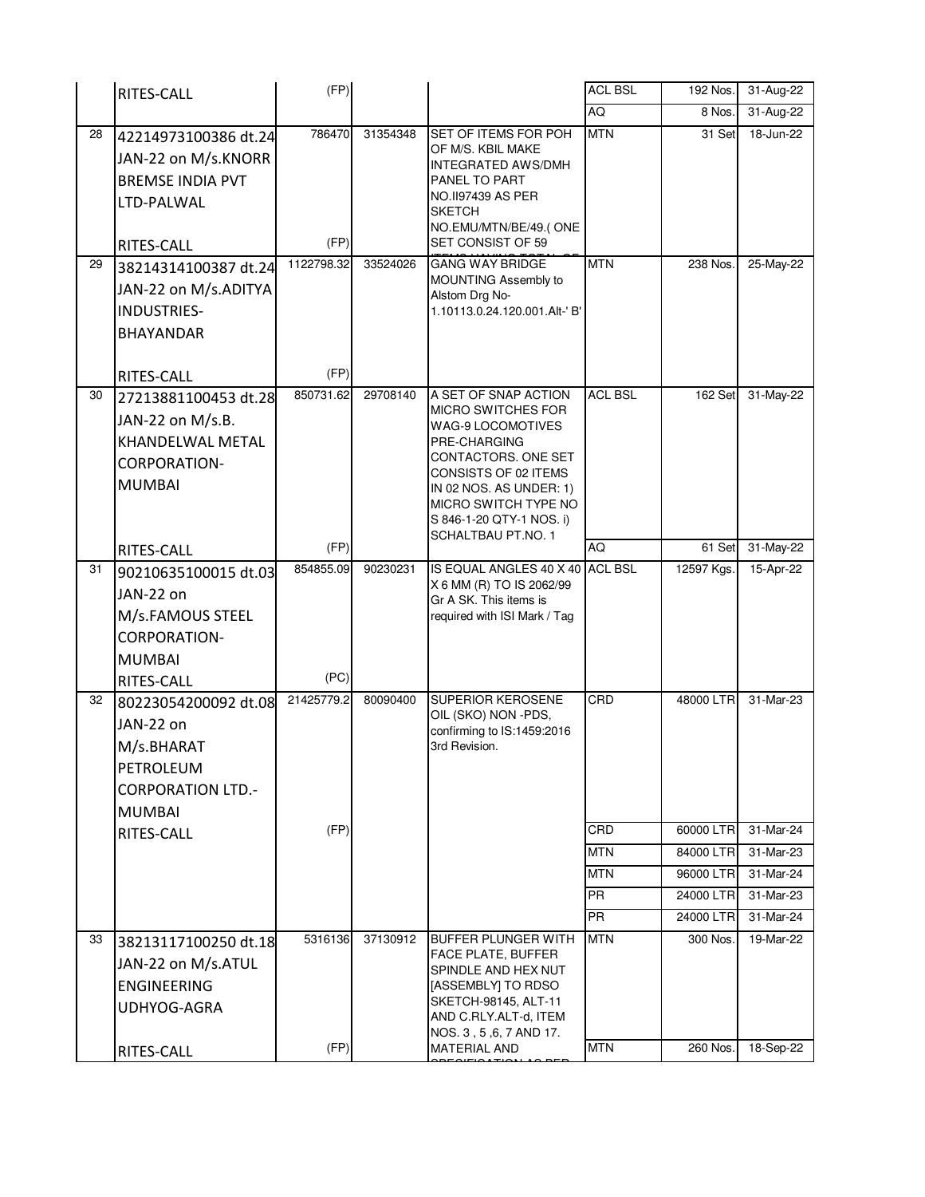| | | | | | | | |
|---|---|---|---|---|---|---|---|
| | RITES-CALL | (FP) | | | ACL BSL | 192 Nos. | 31-Aug-22 |
| | | | | | AQ | 8 Nos. | 31-Aug-22 |
| 28 | 42214973100386 dt.24 JAN-22 on M/s.KNORR BREMSE INDIA PVT LTD-PALWAL<br><br>RITES-CALL | 786470<br><br>(FP) | 31354348 | SET OF ITEMS FOR POH OF M/S. KBIL MAKE INTEGRATED AWS/DMH PANEL TO PART NO.II97439 AS PER SKETCH NO.EMU/MTN/BE/49.( ONE SET CONSIST OF 59 | MTN | 31 Set | 18-Jun-22 |
| 29 | 38214314100387 dt.24 JAN-22 on M/s.ADITYA INDUSTRIES-BHAYANDAR<br><br>RITES-CALL | 1122798.32<br><br>(FP) | 33524026 | GANG WAY BRIDGE MOUNTING Assembly to Alstom Drg No-1.10113.0.24.120.001.Alt-' B' | MTN | 238 Nos. | 25-May-22 |
| 30 | 27213881100453 dt.28 JAN-22 on M/s.B. KHANDELWAL METAL CORPORATION-MUMBAI<br><br>RITES-CALL | 850731.62<br><br>(FP) | 29708140 | A SET OF SNAP ACTION MICRO SWITCHES FOR WAG-9 LOCOMOTIVES PRE-CHARGING CONTACTORS. ONE SET CONSISTS OF 02 ITEMS IN 02 NOS. AS UNDER: 1) MICRO SWITCH TYPE NO S 846-1-20 QTY-1 NOS. i) SCHALTBAU PT.NO. 1 | ACL BSL | 162 Set | 31-May-22 |
| | | | | | AQ | 61 Set | 31-May-22 |
| 31 | 90210635100015 dt.03 JAN-22 on M/s.FAMOUS STEEL CORPORATION-MUMBAI<br>RITES-CALL | 854855.09<br><br>(PC) | 90230231 | IS EQUAL ANGLES 40 X 40 X 6 MM (R) TO IS 2062/99 Gr A SK. This items is required with ISI Mark / Tag | ACL BSL | 12597 Kgs. | 15-Apr-22 |
| 32 | 80223054200092 dt.08 JAN-22 on M/s.BHARAT PETROLEUM CORPORATION LTD.-MUMBAI<br>RITES-CALL | 21425779.2<br><br>(FP) | 80090400 | SUPERIOR KEROSENE OIL (SKO) NON -PDS, confirming to IS:1459:2016 3rd Revision. | CRD | 48000 LTR | 31-Mar-23 |
| | | | | | CRD | 60000 LTR | 31-Mar-24 |
| | | | | | MTN | 84000 LTR | 31-Mar-23 |
| | | | | | MTN | 96000 LTR | 31-Mar-24 |
| | | | | | PR | 24000 LTR | 31-Mar-23 |
| | | | | | PR | 24000 LTR | 31-Mar-24 |
| 33 | 38213117100250 dt.18 JAN-22 on M/s.ATUL ENGINEERING UDHYOG-AGRA<br><br>RITES-CALL | 5316136<br><br>(FP) | 37130912 | BUFFER PLUNGER WITH FACE PLATE, BUFFER SPINDLE AND HEX NUT [ASSEMBLY] TO RDSO SKETCH-98145, ALT-11 AND C.RLY.ALT-d, ITEM NOS. 3 , 5 ,6, 7 AND 17. MATERIAL AND | MTN | 300 Nos. | 19-Mar-22 |
| | | | | | MTN | 260 Nos. | 18-Sep-22 |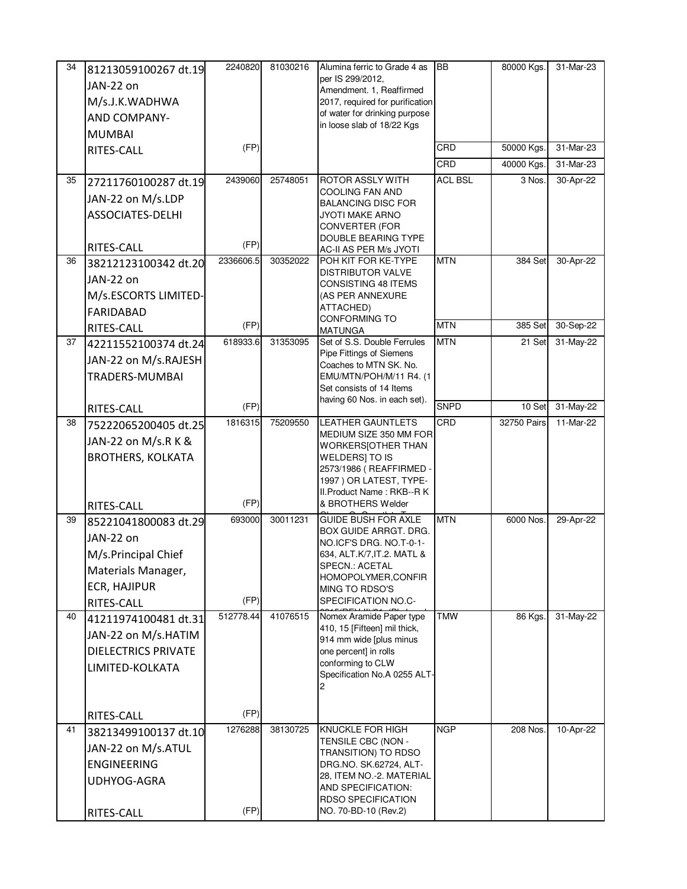| 34 | 81213059100267 dt.19 JAN-22 on M/s.J.K.WADHWA AND COMPANY-MUMBAI RITES-CALL | 2240820 (FP) | 81030216 | Alumina ferric to Grade 4 as per IS 299/2012, Amendment. 1, Reaffirmed 2017, required for purification of water for drinking purpose in loose slab of 18/22 Kgs | BB | 80000 Kgs. | 31-Mar-23 |
|---|---|---|---|---|---|---|---|
| | | | | | CRD | 50000 Kgs. | 31-Mar-23 |
| | | | | | CRD | 40000 Kgs. | 31-Mar-23 |
| 35 | 27211760100287 dt.19 JAN-22 on M/s.LDP ASSOCIATES-DELHI RITES-CALL | 2439060 (FP) | 25748051 | ROTOR ASSLY WITH COOLING FAN AND BALANCING DISC FOR JYOTI MAKE ARNO CONVERTER (FOR DOUBLE BEARING TYPE AC-II AS PER M/s JYOTI | ACL BSL | 3 Nos. | 30-Apr-22 |
| 36 | 38212123100342 dt.20 JAN-22 on M/s.ESCORTS LIMITED-FARIDABAD RITES-CALL | 2336606.5 (FP) | 30352022 | POH KIT FOR KE-TYPE DISTRIBUTOR VALVE CONSISTING 48 ITEMS (AS PER ANNEXURE ATTACHED) CONFORMING TO MATUNGA | MTN | 384 Set | 30-Apr-22 |
| | | | | | MTN | 385 Set | 30-Sep-22 |
| 37 | 42211552100374 dt.24 JAN-22 on M/s.RAJESH TRADERS-MUMBAI RITES-CALL | 618933.6 (FP) | 31353095 | Set of S.S. Double Ferrules Pipe Fittings of Siemens Coaches to MTN SK. No. EMU/MTN/POH/M/11 R4. (1 Set consists of 14 Items having 60 Nos. in each set). | MTN | 21 Set | 31-May-22 |
| | | | | | SNPD | 10 Set | 31-May-22 |
| 38 | 75222065200405 dt.25 JAN-22 on M/s.R K & BROTHERS, KOLKATA RITES-CALL | 1816315 (FP) | 75209550 | LEATHER GAUNTLETS MEDIUM SIZE 350 MM FOR WORKERS[OTHER THAN WELDERS] TO IS 2573/1986 ( REAFFIRMED - 1997 ) OR LATEST, TYPE-II.Product Name : RKB--R K & BROTHERS Welder | CRD | 32750 Pairs | 11-Mar-22 |
| 39 | 85221041800083 dt.29 JAN-22 on M/s.Principal Chief Materials Manager, ECR, HAJIPUR RITES-CALL | 693000 (FP) | 30011231 | GUIDE BUSH FOR AXLE BOX GUIDE ARRGT. DRG. NO.ICF'S DRG. NO.T-0-1-634, ALT.K/7,IT.2. MATL & SPECN.: ACETAL HOMOPOLYMER,CONFIRMING TO RDSO'S SPECIFICATION NO.C- | MTN | 6000 Nos. | 29-Apr-22 |
| 40 | 41211974100481 dt.31 JAN-22 on M/s.HATIM DIELECTRICS PRIVATE LIMITED-KOLKATA RITES-CALL | 512778.44 (FP) | 41076515 | Nomex Aramide Paper type 410, 15 [Fifteen] mil thick, 914 mm wide [plus minus one percent] in rolls conforming to CLW Specification No.A 0255 ALT-2 | TMW | 86 Kgs. | 31-May-22 |
| 41 | 38213499100137 dt.10 JAN-22 on M/s.ATUL ENGINEERING UDHYOG-AGRA RITES-CALL | 1276288 (FP) | 38130725 | KNUCKLE FOR HIGH TENSILE CBC (NON - TRANSITION) TO RDSO DRG.NO. SK.62724, ALT-28, ITEM NO.-2. MATERIAL AND SPECIFICATION: RDSO SPECIFICATION NO. 70-BD-10 (Rev.2) | NGP | 208 Nos. | 10-Apr-22 |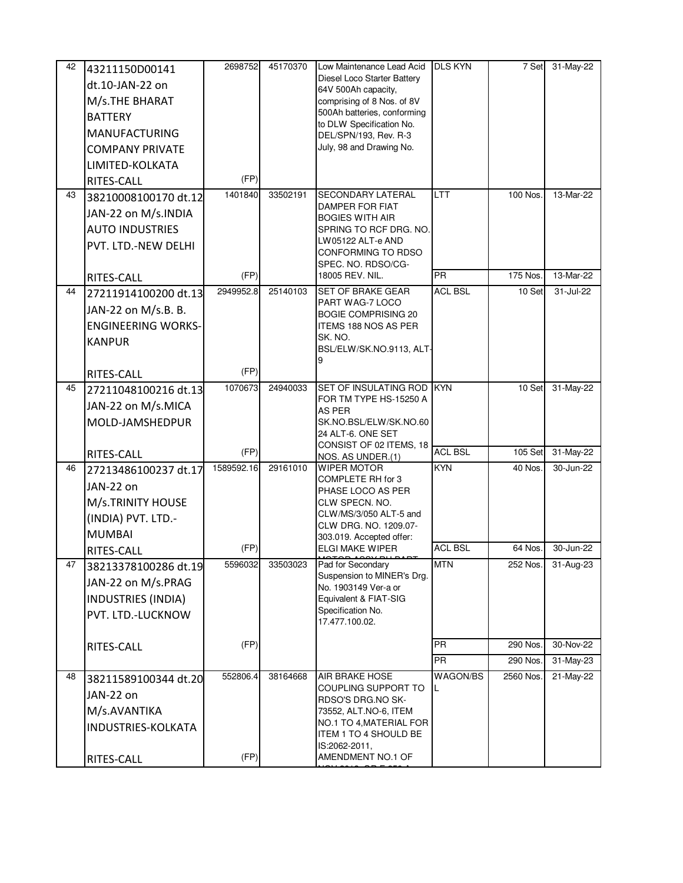| | | | | | | | |
|---|---|---|---|---|---|---|---|
| 42 | 43211150D00141 dt.10-JAN-22 on M/s.THE BHARAT BATTERY MANUFACTURING COMPANY PRIVATE LIMITED-KOLKATA RITES-CALL | 2698752 (FP) | 45170370 | Low Maintenance Lead Acid Diesel Loco Starter Battery 64V 500Ah capacity, comprising of 8 Nos. of 8V 500Ah batteries, conforming to DLW Specification No. DEL/SPN/193, Rev. R-3 July, 98 and Drawing No. | DLS KYN | 7 Set | 31-May-22 |
| 43 | 38210008100170 dt.12 JAN-22 on M/s.INDIA AUTO INDUSTRIES PVT. LTD.-NEW DELHI RITES-CALL | 1401840 (FP) | 33502191 | SECONDARY LATERAL DAMPER FOR FIAT BOGIES WITH AIR SPRING TO RCF DRG. NO. LW05122 ALT-e AND CONFORMING TO RDSO SPEC. NO. RDSO/CG-18005 REV. NIL. | LTT | 100 Nos. | 13-Mar-22 |
| | | | | | PR | 175 Nos. | 13-Mar-22 |
| 44 | 27211914100200 dt.13 JAN-22 on M/s.B. B. ENGINEERING WORKS-KANPUR RITES-CALL | 2949952.8 (FP) | 25140103 | SET OF BRAKE GEAR PART WAG-7 LOCO BOGIE COMPRISING 20 ITEMS 188 NOS AS PER SK. NO. BSL/ELW/SK.NO.9113, ALT-9 | ACL BSL | 10 Set | 31-Jul-22 |
| 45 | 27211048100216 dt.13 JAN-22 on M/s.MICA MOLD-JAMSHEDPUR RITES-CALL | 1070673 (FP) | 24940033 | SET OF INSULATING ROD FOR TM TYPE HS-15250 A AS PER SK.NO.BSL/ELW/SK.NO.6024 ALT-6. ONE SET CONSIST OF 02 ITEMS, 18 NOS. AS UNDER.(1) | KYN | 10 Set | 31-May-22 |
| | | | | | ACL BSL | 105 Set | 31-May-22 |
| 46 | 27213486100237 dt.17 JAN-22 on M/s.TRINITY HOUSE (INDIA) PVT. LTD.-MUMBAI RITES-CALL | 1589592.16 (FP) | 29161010 | WIPER MOTOR COMPLETE RH for 3 PHASE LOCO AS PER CLW SPECN. NO. CLW/MS/3/050 ALT-5 and CLW DRG. NO. 1209.07-303.019. Accepted offer: ELGI MAKE WIPER | KYN | 40 Nos. | 30-Jun-22 |
| | | | | | ACL BSL | 64 Nos. | 30-Jun-22 |
| 47 | 38213378100286 dt.19 JAN-22 on M/s.PRAG INDUSTRIES (INDIA) PVT. LTD.-LUCKNOW RITES-CALL | 5596032 (FP) | 33503023 | Pad for Secondary Suspension to MINER's Drg. No. 1903149 Ver-a or Equivalent & FIAT-SIG Specification No. 17.477.100.02. | MTN | 252 Nos. | 31-Aug-23 |
| | | | | | PR | 290 Nos. | 30-Nov-22 |
| | | | | | PR | 290 Nos. | 31-May-23 |
| 48 | 38211589100344 dt.20 JAN-22 on M/s.AVANTIKA INDUSTRIES-KOLKATA RITES-CALL | 552806.4 (FP) | 38164668 | AIR BRAKE HOSE COUPLING SUPPORT TO RDSO'S DRG.NO SK-73552, ALT.NO-6, ITEM NO.1 TO 4,MATERIAL FOR ITEM 1 TO 4 SHOULD BE IS:2062-2011, AMENDMENT NO.1 OF | WAGON/BSL | 2560 Nos. | 21-May-22 |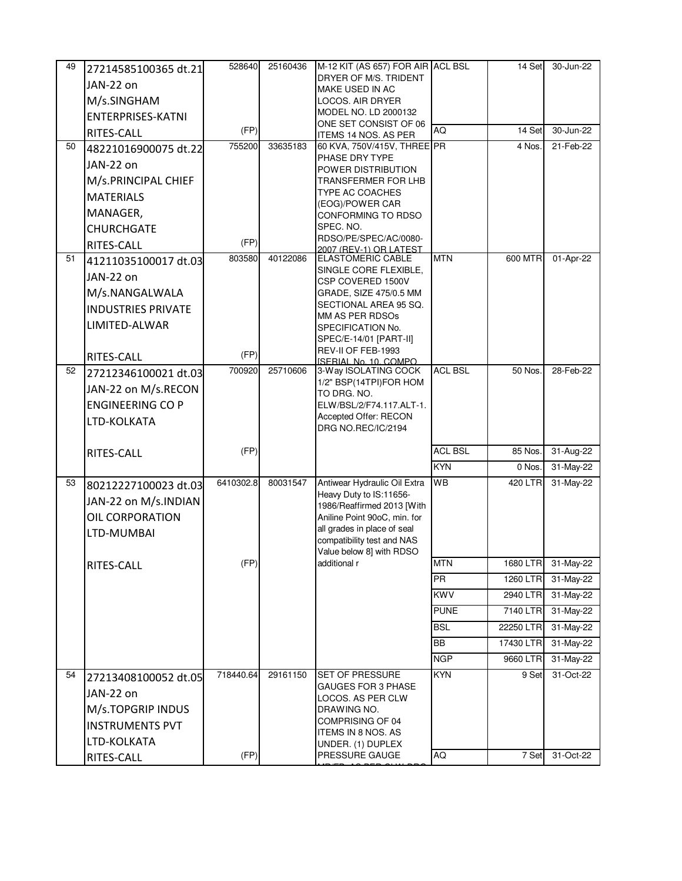| | | | | | | | |
|---|---|---|---|---|---|---|---|
| 49 | 27214585100365 dt.21 JAN-22 on M/s.SINGHAM ENTERPRISES-KATNI RITES-CALL | 528640 (FP) | 25160436 | M-12 KIT (AS 657) FOR AIR DRYER OF M/S. TRIDENT MAKE USED IN AC LOCOS. AIR DRYER MODEL NO. LD 2000132 ONE SET CONSIST OF 06 ITEMS 14 NOS. AS PER | ACL BSL | 14 Set | 30-Jun-22 |
| | | | | | AQ | 14 Set | 30-Jun-22 |
| 50 | 48221016900075 dt.22 JAN-22 on M/s.PRINCIPAL CHIEF MATERIALS MANAGER, CHURCHGATE RITES-CALL | 755200 (FP) | 33635183 | 60 KVA, 750V/415V, THREE PHASE DRY TYPE POWER DISTRIBUTION TRANSFERMER FOR LHB TYPE AC COACHES (EOG)/POWER CAR CONFORMING TO RDSO SPEC. NO. RDSO/PE/SPEC/AC/0080-2007 (REV-1) OR LATEST | PR | 4 Nos. | 21-Feb-22 |
| 51 | 41211035100017 dt.03 JAN-22 on M/s.NANGALWALA INDUSTRIES PRIVATE LIMITED-ALWAR RITES-CALL | 803580 (FP) | 40122086 | ELASTOMERIC CABLE SINGLE CORE FLEXIBLE, CSP COVERED 1500V GRADE, SIZE 475/0.5 MM SECTIONAL AREA 95 SQ. MM AS PER RDSOs SPECIFICATION No. SPEC/E-14/01 [PART-II] REV-II OF FEB-1993 [SERIAL No. 10, COMPO | MTN | 600 MTR | 01-Apr-22 |
| 52 | 27212346100021 dt.03 JAN-22 on M/s.RECON ENGINEERING CO P LTD-KOLKATA RITES-CALL | 700920 (FP) | 25710606 | 3-Way ISOLATING COCK 1/2" BSP(14TPI)FOR HOM TO DRG. NO. ELW/BSL/2/F74.117.ALT-1. Accepted Offer: RECON DRG NO.REC/IC/2194 | ACL BSL | 50 Nos. | 28-Feb-22 |
| | | | | | ACL BSL | 85 Nos. | 31-Aug-22 |
| | | | | | KYN | 0 Nos. | 31-May-22 |
| 53 | 80212227100023 dt.03 JAN-22 on M/s.INDIAN OIL CORPORATION LTD-MUMBAI RITES-CALL | 6410302.8 (FP) | 80031547 | Antiwear Hydraulic Oil Extra Heavy Duty to IS:11656-1986/Reaffirmed 2013 [With Aniline Point 90oC, min. for all grades in place of seal compatibility test and NAS Value below 8] with RDSO additional r | WB | 420 LTR | 31-May-22 |
| | | | | | MTN | 1680 LTR | 31-May-22 |
| | | | | | PR | 1260 LTR | 31-May-22 |
| | | | | | KWV | 2940 LTR | 31-May-22 |
| | | | | | PUNE | 7140 LTR | 31-May-22 |
| | | | | | BSL | 22250 LTR | 31-May-22 |
| | | | | | BB | 17430 LTR | 31-May-22 |
| | | | | | NGP | 9660 LTR | 31-May-22 |
| 54 | 27213408100052 dt.05 JAN-22 on M/s.TOPGRIP INDUS INSTRUMENTS PVT LTD-KOLKATA RITES-CALL | 718440.64 (FP) | 29161150 | SET OF PRESSURE GAUGES FOR 3 PHASE LOCOS. AS PER CLW DRAWING NO. COMPRISING OF 04 ITEMS IN 8 NOS. AS UNDER. (1) DUPLEX PRESSURE GAUGE | KYN | 9 Set | 31-Oct-22 |
| | | | | | AQ | 7 Set | 31-Oct-22 |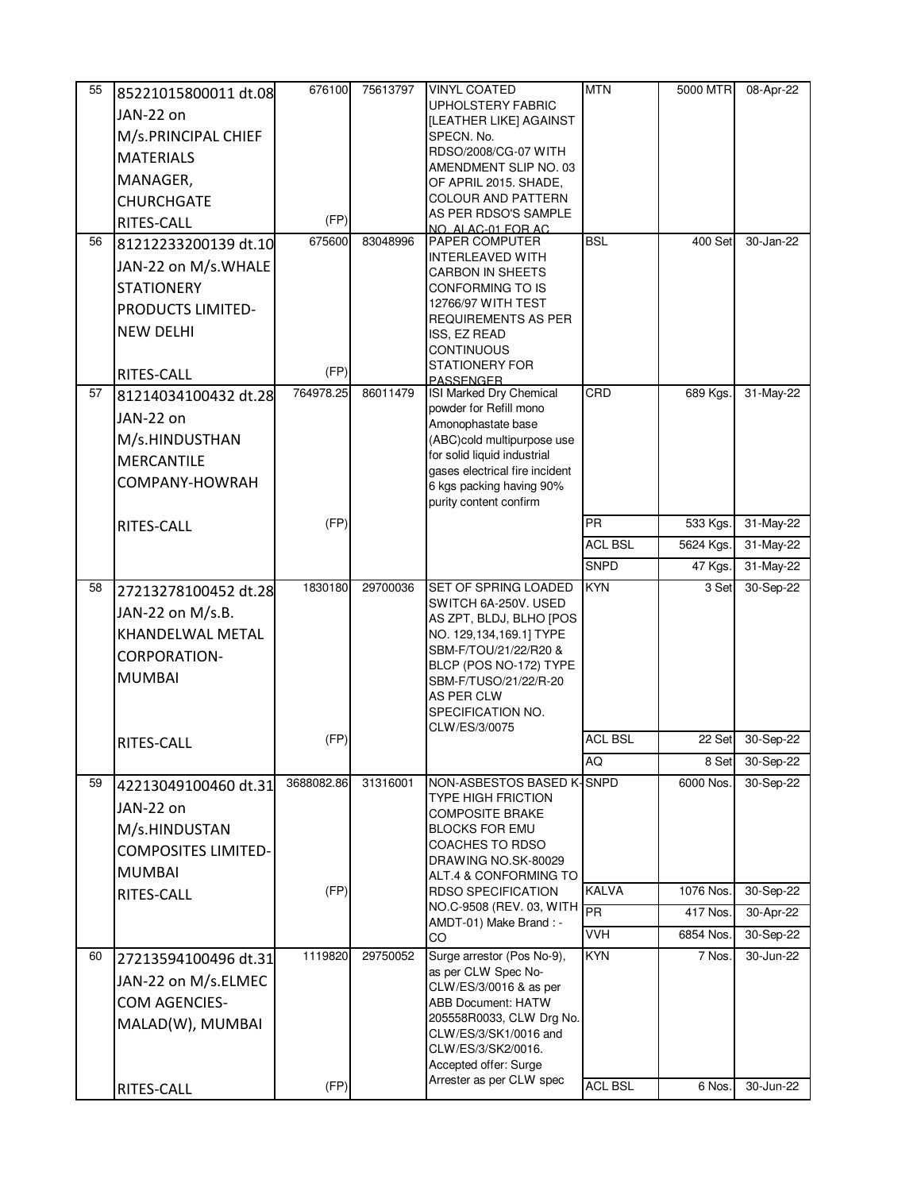| 55 | 85221015800011 dt.08 JAN-22 on M/s.PRINCIPAL CHIEF MATERIALS MANAGER, CHURCHGATE RITES-CALL | 676100 (FP) | 75613797 | VINYL COATED UPHOLSTERY FABRIC [LEATHER LIKE] AGAINST SPECN. No. RDSO/2008/CG-07 WITH AMENDMENT SLIP NO. 03 OF APRIL 2015. SHADE, COLOUR AND PATTERN AS PER RDSO'S SAMPLE NO. ALAC-01 FOR AC | MTN | 5000 MTR | 08-Apr-22 |
|---|---|---|---|---|---|---|---|
| 56 | 81212233200139 dt.10 JAN-22 on M/s.WHALE STATIONERY PRODUCTS LIMITED-NEW DELHI RITES-CALL | 675600 (FP) | 83048996 | PAPER COMPUTER INTERLEAVED WITH CARBON IN SHEETS CONFORMING TO IS 12766/97 WITH TEST REQUIREMENTS AS PER ISS, EZ READ CONTINUOUS STATIONERY FOR PASSENGER | BSL | 400 Set | 30-Jan-22 |
| 57 | 81214034100432 dt.28 JAN-22 on M/s.HINDUSTHAN MERCANTILE COMPANY-HOWRAH RITES-CALL | 764978.25 (FP) | 86011479 | ISI Marked Dry Chemical powder for Refill mono Amonophastate base (ABC)cold multipurpose use for solid liquid industrial gases electrical fire incident 6 kgs packing having 90% purity content confirm | CRD | 689 Kgs. | 31-May-22 |
| | | | | | PR | 533 Kgs. | 31-May-22 |
| | | | | | ACL BSL | 5624 Kgs. | 31-May-22 |
| | | | | | SNPD | 47 Kgs. | 31-May-22 |
| 58 | 27213278100452 dt.28 JAN-22 on M/s.B. KHANDELWAL METAL CORPORATION-MUMBAI RITES-CALL | 1830180 (FP) | 29700036 | SET OF SPRING LOADED SWITCH 6A-250V. USED AS ZPT, BLDJ, BLHO [POS NO. 129,134,169.1] TYPE SBM-F/TOU/21/22/R20 & BLCP (POS NO-172) TYPE SBM-F/TUSO/21/22/R-20 AS PER CLW SPECIFICATION NO. CLW/ES/3/0075 | KYN | 3 Set | 30-Sep-22 |
| | | | | | ACL BSL | 22 Set | 30-Sep-22 |
| | | | | | AQ | 8 Set | 30-Sep-22 |
| 59 | 42213049100460 dt.31 JAN-22 on M/s.HINDUSTAN COMPOSITES LIMITED-MUMBAI RITES-CALL | 3688082.86 (FP) | 31316001 | NON-ASBESTOS BASED K-TYPE HIGH FRICTION COMPOSITE BRAKE BLOCKS FOR EMU COACHES TO RDSO DRAWING NO.SK-80029 ALT.4 & CONFORMING TO RDSO SPECIFICATION NO.C-9508 (REV. 03, WITH AMDT-01) Make Brand : - CO | SNPD | 6000 Nos. | 30-Sep-22 |
| | | | | | KALVA | 1076 Nos. | 30-Sep-22 |
| | | | | | PR | 417 Nos. | 30-Apr-22 |
| | | | | | VVH | 6854 Nos. | 30-Sep-22 |
| 60 | 27213594100496 dt.31 JAN-22 on M/s.ELMEC COM AGENCIES-MALAD(W), MUMBAI RITES-CALL | 1119820 (FP) | 29750052 | Surge arrestor (Pos No-9), as per CLW Spec No-CLW/ES/3/0016 & as per ABB Document: HATW 205558R0033, CLW Drg No. CLW/ES/3/SK1/0016 and CLW/ES/3/SK2/0016. Accepted offer: Surge Arrester as per CLW spec | KYN | 7 Nos. | 30-Jun-22 |
| | | | | | ACL BSL | 6 Nos. | 30-Jun-22 |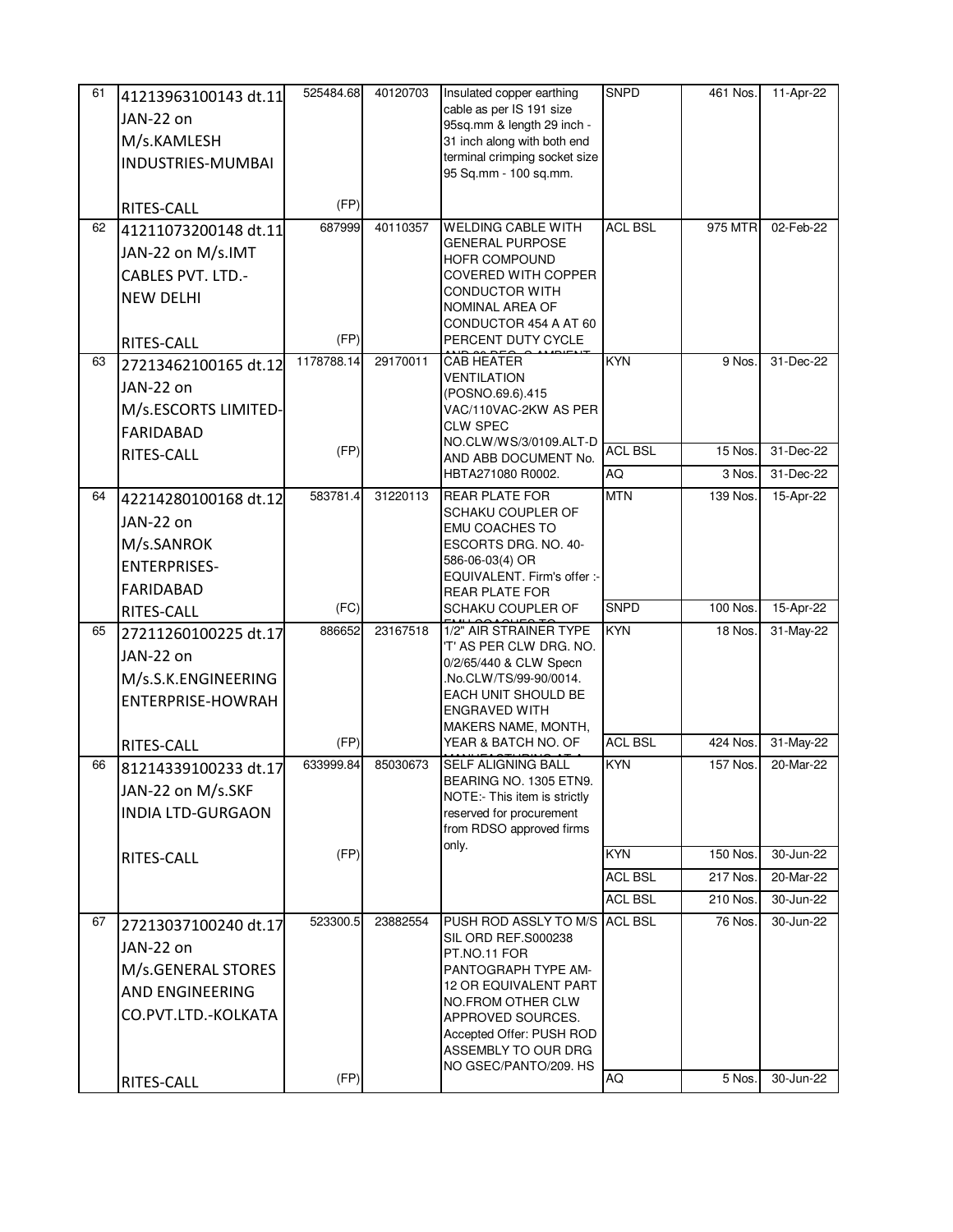| 61 | 41213963100143 dt.11 JAN-22 on M/s.KAMLESH INDUSTRIES-MUMBAI RITES-CALL | 525484.68 (FP) | 40120703 | Insulated copper earthing cable as per IS 191 size 95sq.mm & length 29 inch - 31 inch along with both end terminal crimping socket size 95 Sq.mm - 100 sq.mm. | SNPD | 461 Nos. | 11-Apr-22 |
|---|---|---|---|---|---|---|---|
| 62 | 41211073200148 dt.11 JAN-22 on M/s.IMT CABLES PVT. LTD.-NEW DELHI RITES-CALL | 687999 (FP) | 40110357 | WELDING CABLE WITH GENERAL PURPOSE HOFR COMPOUND COVERED WITH COPPER CONDUCTOR WITH NOMINAL AREA OF CONDUCTOR 454 A AT 60 PERCENT DUTY CYCLE | ACL BSL | 975 MTR | 02-Feb-22 |
| 63 | 27213462100165 dt.12 JAN-22 on M/s.ESCORTS LIMITED-FARIDABAD RITES-CALL | 1178788.14 (FP) | 29170011 | CAB HEATER VENTILATION (POSNO.69.6).415 VAC/110VAC-2KW AS PER CLW SPEC NO.CLW/WS/3/0109.ALT-D AND ABB DOCUMENT No. HBTA271080 R0002. | KYN | 9 Nos. | 31-Dec-22 |
| | | | | | ACL BSL | 15 Nos. | 31-Dec-22 |
| | | | | | AQ | 3 Nos. | 31-Dec-22 |
| 64 | 42214280100168 dt.12 JAN-22 on M/s.SANROK ENTERPRISES-FARIDABAD RITES-CALL | 583781.4 (FC) | 31220113 | REAR PLATE FOR SCHAKU COUPLER OF EMU COACHES TO ESCORTS DRG. NO. 40-586-06-03(4) OR EQUIVALENT. Firm's offer :- REAR PLATE FOR SCHAKU COUPLER OF | MTN | 139 Nos. | 15-Apr-22 |
| | | | | | SNPD | 100 Nos. | 15-Apr-22 |
| 65 | 27211260100225 dt.17 JAN-22 on M/s.S.K.ENGINEERING ENTERPRISE-HOWRAH RITES-CALL | 886652 (FP) | 23167518 | 1/2" AIR STRAINER TYPE 'T' AS PER CLW DRG. NO. 0/2/65/440 & CLW Specn .No.CLW/TS/99-90/0014. EACH UNIT SHOULD BE ENGRAVED WITH MAKERS NAME, MONTH, YEAR & BATCH NO. OF | KYN | 18 Nos. | 31-May-22 |
| | | | | | ACL BSL | 424 Nos. | 31-May-22 |
| 66 | 81214339100233 dt.17 JAN-22 on M/s.SKF INDIA LTD-GURGAON RITES-CALL | 633999.84 (FP) | 85030673 | SELF ALIGNING BALL BEARING NO. 1305 ETN9. NOTE:- This item is strictly reserved for procurement from RDSO approved firms only. | KYN | 157 Nos. | 20-Mar-22 |
| | | | | | KYN | 150 Nos. | 30-Jun-22 |
| | | | | | ACL BSL | 217 Nos. | 20-Mar-22 |
| | | | | | ACL BSL | 210 Nos. | 30-Jun-22 |
| 67 | 27213037100240 dt.17 JAN-22 on M/s.GENERAL STORES AND ENGINEERING CO.PVT.LTD.-KOLKATA RITES-CALL | 523300.5 (FP) | 23882554 | PUSH ROD ASSLY TO M/S SIL ORD REF.S000238 PT.NO.11 FOR PANTOGRAPH TYPE AM-12 OR EQUIVALENT PART NO.FROM OTHER CLW APPROVED SOURCES. Accepted Offer: PUSH ROD ASSEMBLY TO OUR DRG NO GSEC/PANTO/209. HS | ACL BSL | 76 Nos. | 30-Jun-22 |
| | | | | | AQ | 5 Nos. | 30-Jun-22 |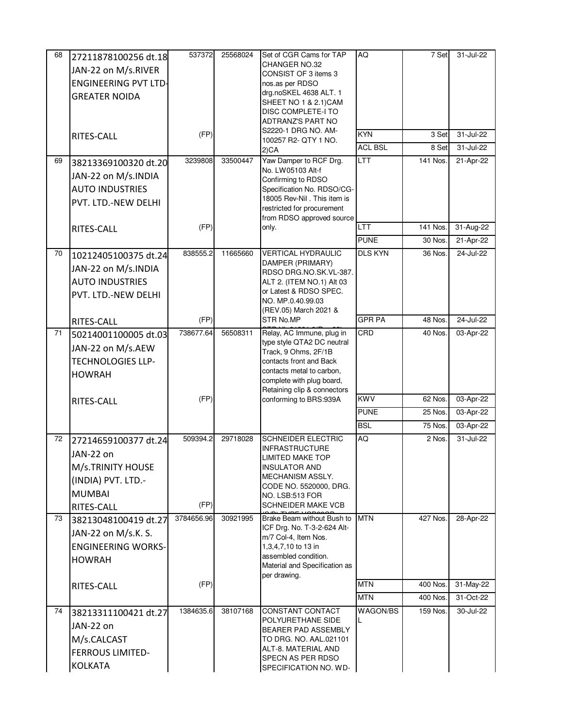| 68 | 27211878100256 dt.18 JAN-22 on M/s.RIVER ENGINEERING PVT LTD-GREATER NOIDA | 537372 | 25568024 | Set of CGR Cams for TAP CHANGER NO.32 CONSIST OF 3 items 3 nos.as per RDSO drg.noSKEL 4638 ALT. 1 SHEET NO 1 & 2.1)CAM DISC COMPLETE-I TO ADTRANZ'S PART NO S2220-1 DRG NO. AM-100257 R2- QTY 1 NO. 2)CA | AQ | 7 Set | 31-Jul-22 |
|---|---|---|---|---|---|---|---|
| | RITES-CALL | (FP) | | | KYN | 3 Set | 31-Jul-22 |
| | | | | | ACL BSL | 8 Set | 31-Jul-22 |
| 69 | 38213369100320 dt.20 JAN-22 on M/s.INDIA AUTO INDUSTRIES PVT. LTD.-NEW DELHI | 3239808 | 33500447 | Yaw Damper to RCF Drg. No. LW05103 Alt-f Confirming to RDSO Specification No. RDSO/CG-18005 Rev-Nil . This item is restricted for procurement from RDSO approved source only. | LTT | 141 Nos. | 21-Apr-22 |
| | RITES-CALL | (FP) | | | LTT | 141 Nos. | 31-Aug-22 |
| | | | | | PUNE | 30 Nos. | 21-Apr-22 |
| 70 | 10212405100375 dt.24 JAN-22 on M/s.INDIA AUTO INDUSTRIES PVT. LTD.-NEW DELHI | 838555.2 | 11665660 | VERTICAL HYDRAULIC DAMPER (PRIMARY) RDSO DRG.NO.SK.VL-387. ALT 2. (ITEM NO.1) Alt 03 or Latest & RDSO SPEC. NO. MP.0.40.99.03 (REV.05) March 2021 & STR No.MP | DLS KYN | 36 Nos. | 24-Jul-22 |
| | RITES-CALL | (FP) | | | GPR PA | 48 Nos. | 24-Jul-22 |
| 71 | 50214001100005 dt.03 JAN-22 on M/s.AEW TECHNOLOGIES LLP-HOWRAH | 738677.64 | 56508311 | Relay, AC Immune, plug in type style QTA2 DC neutral Track, 9 Ohms, 2F/1B contacts front and Back contacts metal to carbon, complete with plug board, Retaining clip & connectors conforming to BRS:939A | CRD | 40 Nos. | 03-Apr-22 |
| | RITES-CALL | (FP) | | | KWV | 62 Nos. | 03-Apr-22 |
| | | | | | PUNE | 25 Nos. | 03-Apr-22 |
| | | | | | BSL | 75 Nos. | 03-Apr-22 |
| 72 | 27214659100377 dt.24 JAN-22 on M/s.TRINITY HOUSE (INDIA) PVT. LTD.-MUMBAI | 509394.2 | 29718028 | SCHNEIDER ELECTRIC INFRASTRUCTURE LIMITED MAKE TOP INSULATOR AND MECHANISM ASSLY. CODE NO. 5520000, DRG. NO. LSB:513 FOR SCHNEIDER MAKE VCB | AQ | 2 Nos. | 31-Jul-22 |
| | RITES-CALL | (FP) | | | | | |
| 73 | 38213048100419 dt.27 JAN-22 on M/s.K. S. ENGINEERING WORKS-HOWRAH | 3784656.96 | 30921995 | Brake Beam without Bush to ICF Drg. No. T-3-2-624 Alt-m/7 Col-4, Item Nos. 1,3,4,7,10 to 13 in assembled condition. Material and Specification as per drawing. | MTN | 427 Nos. | 28-Apr-22 |
| | RITES-CALL | (FP) | | | MTN | 400 Nos. | 31-May-22 |
| | | | | | MTN | 400 Nos. | 31-Oct-22 |
| 74 | 38213311100421 dt.27 JAN-22 on M/s.CALCAST FERROUS LIMITED-KOLKATA | 1384635.6 | 38107168 | CONSTANT CONTACT POLYURETHANE SIDE BEARER PAD ASSEMBLY TO DRG. NO. AAL.021101 ALT-8. MATERIAL AND SPECN AS PER RDSO SPECIFICATION NO. WD- | WAGON/BSL | 159 Nos. | 30-Jul-22 |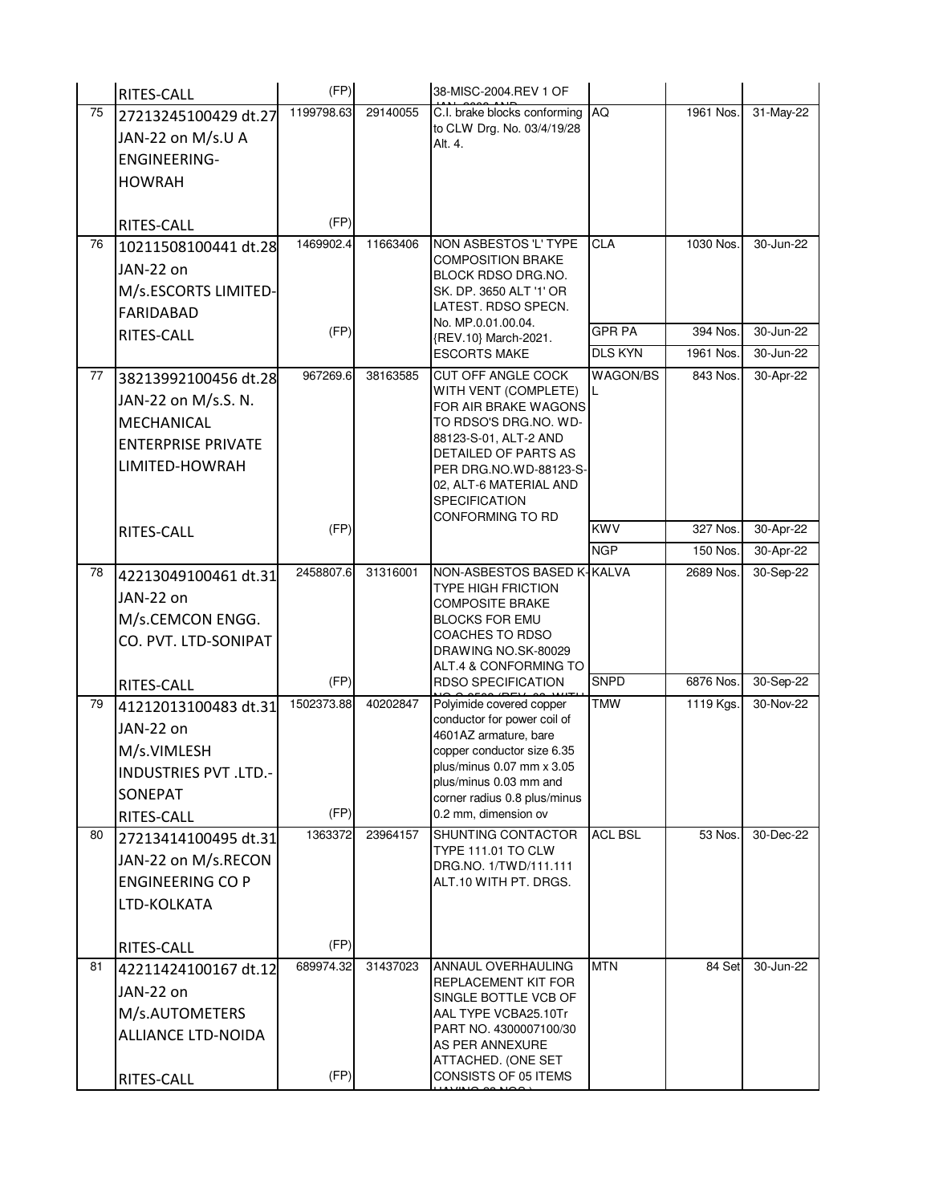| | | | | | | | |
|---|---|---|---|---|---|---|---|
| | RITES-CALL | (FP) | | 38-MISC-2004.REV 1 OF | | | |
| 75 | 27213245100429 dt.27 JAN-22 on M/s.U A ENGINEERING-HOWRAH | 1199798.63 | 29140055 | C.I. brake blocks conforming to CLW Drg. No. 03/4/19/28 Alt. 4. | AQ | 1961 Nos. | 31-May-22 |
| | RITES-CALL | (FP) | | | | | |
| 76 | 10211508100441 dt.28 JAN-22 on M/s.ESCORTS LIMITED-FARIDABAD | 1469902.4 | 11663406 | NON ASBESTOS 'L' TYPE COMPOSITION BRAKE BLOCK RDSO DRG.NO. SK. DP. 3650 ALT '1' OR LATEST. RDSO SPECN. No. MP.0.01.00.04. {REV.10} March-2021. ESCORTS MAKE | CLA | 1030 Nos. | 30-Jun-22 |
| | RITES-CALL | (FP) | | | GPR PA | 394 Nos. | 30-Jun-22 |
| | | | | | DLS KYN | 1961 Nos. | 30-Jun-22 |
| 77 | 38213992100456 dt.28 JAN-22 on M/s.S. N. MECHANICAL ENTERPRISE PRIVATE LIMITED-HOWRAH | 967269.6 | 38163585 | CUT OFF ANGLE COCK WITH VENT (COMPLETE) FOR AIR BRAKE WAGONS TO RDSO'S DRG.NO. WD-88123-S-01, ALT-2 AND DETAILED OF PARTS AS PER DRG.NO.WD-88123-S-02, ALT-6 MATERIAL AND SPECIFICATION CONFORMING TO RD | WAGON/BSL | 843 Nos. | 30-Apr-22 |
| | RITES-CALL | (FP) | | | KWV | 327 Nos. | 30-Apr-22 |
| | | | | | NGP | 150 Nos. | 30-Apr-22 |
| 78 | 42213049100461 dt.31 JAN-22 on M/s.CEMCON ENGG. CO. PVT. LTD-SONIPAT | 2458807.6 | 31316001 | NON-ASBESTOS BASED K-TYPE HIGH FRICTION COMPOSITE BRAKE BLOCKS FOR EMU COACHES TO RDSO DRAWING NO.SK-80029 ALT.4 & CONFORMING TO RDSO SPECIFICATION | KALVA | 2689 Nos. | 30-Sep-22 |
| | RITES-CALL | (FP) | | | SNPD | 6876 Nos. | 30-Sep-22 |
| 79 | 41212013100483 dt.31 JAN-22 on M/s.VIMLESH INDUSTRIES PVT .LTD.-SONEPAT | 1502373.88 | 40202847 | Polyimide covered copper conductor for power coil of 4601AZ armature, bare copper conductor size 6.35 plus/minus 0.07 mm x 3.05 plus/minus 0.03 mm and corner radius 0.8 plus/minus 0.2 mm, dimension ov | TMW | 1119 Kgs. | 30-Nov-22 |
| | RITES-CALL | (FP) | | | | | |
| 80 | 27213414100495 dt.31 JAN-22 on M/s.RECON ENGINEERING CO P LTD-KOLKATA | 1363372 | 23964157 | SHUNTING CONTACTOR TYPE 111.01 TO CLW DRG.NO. 1/TWD/111.111 ALT.10 WITH PT. DRGS. | ACL BSL | 53 Nos. | 30-Dec-22 |
| | RITES-CALL | (FP) | | | | | |
| 81 | 42211424100167 dt.12 JAN-22 on M/s.AUTOMETERS ALLIANCE LTD-NOIDA | 689974.32 | 31437023 | ANNAUL OVERHAULING REPLACEMENT KIT FOR SINGLE BOTTLE VCB OF AAL TYPE VCBA25.10Tr PART NO. 4300007100/30 AS PER ANNEXURE ATTACHED. (ONE SET CONSISTS OF 05 ITEMS | MTN | 84 Set | 30-Jun-22 |
| | RITES-CALL | (FP) | | | | | |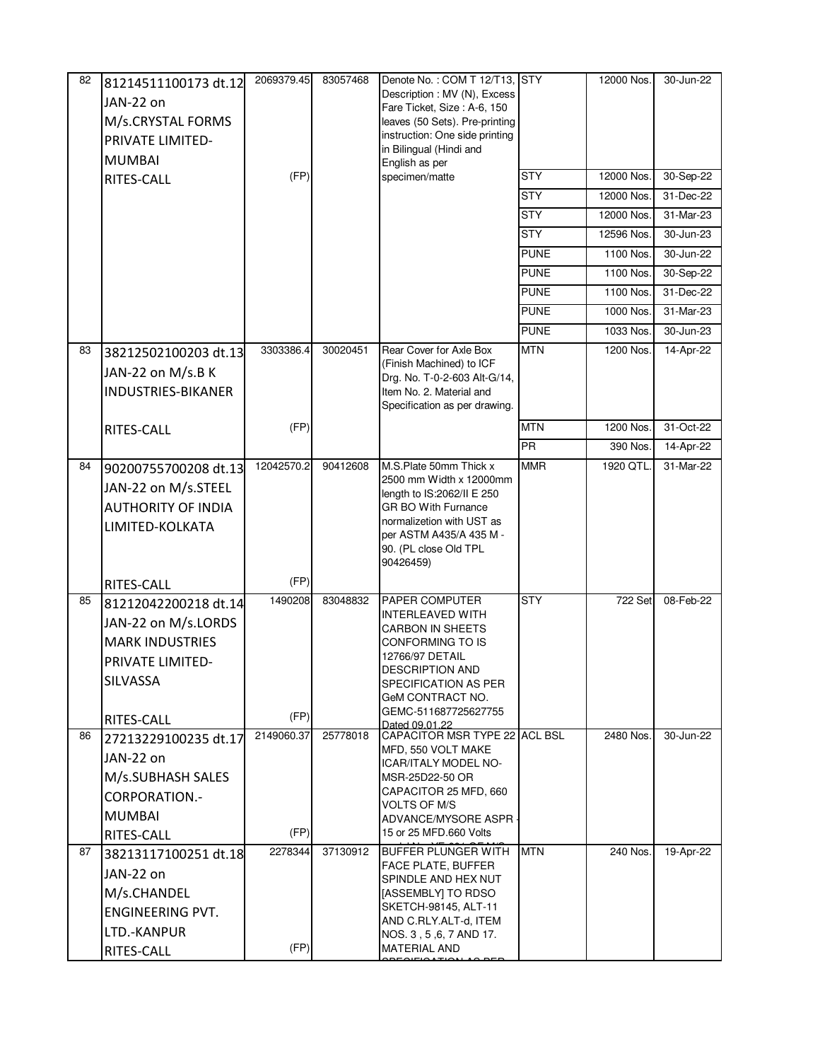| 82 | 81214511100173 dt.12 JAN-22 on M/s.CRYSTAL FORMS PRIVATE LIMITED-MUMBAI RITES-CALL | 2069379.45 (FP) | 83057468 | Denote No. : COM T 12/T13, Description : MV (N), Excess Fare Ticket, Size : A-6, 150 leaves (50 Sets). Pre-printing instruction: One side printing in Bilingual (Hindi and English as per specimen/matte | STY | 12000 Nos. | 30-Jun-22 |
|---|---|---|---|---|---|---|---|
| | | | | | STY | 12000 Nos. | 30-Sep-22 |
| | | | | | STY | 12000 Nos. | 31-Dec-22 |
| | | | | | STY | 12000 Nos. | 31-Mar-23 |
| | | | | | STY | 12596 Nos. | 30-Jun-23 |
| | | | | | PUNE | 1100 Nos. | 30-Jun-22 |
| | | | | | PUNE | 1100 Nos. | 30-Sep-22 |
| | | | | | PUNE | 1100 Nos. | 31-Dec-22 |
| | | | | | PUNE | 1000 Nos. | 31-Mar-23 |
| | | | | | PUNE | 1033 Nos. | 30-Jun-23 |
| 83 | 38212502100203 dt.13 JAN-22 on M/s.B K INDUSTRIES-BIKANER RITES-CALL | 3303386.4 (FP) | 30020451 | Rear Cover for Axle Box (Finish Machined) to ICF Drg. No. T-0-2-603 Alt-G/14, Item No. 2. Material and Specification as per drawing. | MTN | 1200 Nos. | 14-Apr-22 |
| | | | | | MTN | 1200 Nos. | 31-Oct-22 |
| | | | | | PR | 390 Nos. | 14-Apr-22 |
| 84 | 90200755700208 dt.13 JAN-22 on M/s.STEEL AUTHORITY OF INDIA LIMITED-KOLKATA RITES-CALL | 12042570.2 (FP) | 90412608 | M.S.Plate 50mm Thick x 2500 mm Width x 12000mm length to IS:2062/II E 250 GR BO With Furnance normalizetion with UST as per ASTM A435/A 435 M - 90. (PL close Old TPL 90426459) | MMR | 1920 QTL. | 31-Mar-22 |
| 85 | 81212042200218 dt.14 JAN-22 on M/s.LORDS MARK INDUSTRIES PRIVATE LIMITED-SILVASSA RITES-CALL | 1490208 (FP) | 83048832 | PAPER COMPUTER INTERLEAVED WITH CARBON IN SHEETS CONFORMING TO IS 12766/97 DETAIL DESCRIPTION AND SPECIFICATION AS PER GeM CONTRACT NO. GEMC-511687725627755 Dated 09.01.22 | STY | 722 Set | 08-Feb-22 |
| 86 | 27213229100235 dt.17 JAN-22 on M/s.SUBHASH SALES CORPORATION.-MUMBAI RITES-CALL | 2149060.37 (FP) | 25778018 | CAPACITOR MSR TYPE 22 MFD, 550 VOLT MAKE ICAR/ITALY MODEL NO-MSR-25D22-50 OR CAPACITOR 25 MFD, 660 VOLTS OF M/S ADVANCE/MYSORE ASPR - 15 or 25 MFD.660 Volts | ACL BSL | 2480 Nos. | 30-Jun-22 |
| 87 | 38213117100251 dt.18 JAN-22 on M/s.CHANDEL ENGINEERING PVT. LTD.-KANPUR RITES-CALL | 2278344 (FP) | 37130912 | BUFFER PLUNGER WITH FACE PLATE, BUFFER SPINDLE AND HEX NUT [ASSEMBLY] TO RDSO SKETCH-98145, ALT-11 AND C.RLY.ALT-d, ITEM NOS. 3 , 5 ,6, 7 AND 17. MATERIAL AND | MTN | 240 Nos. | 19-Apr-22 |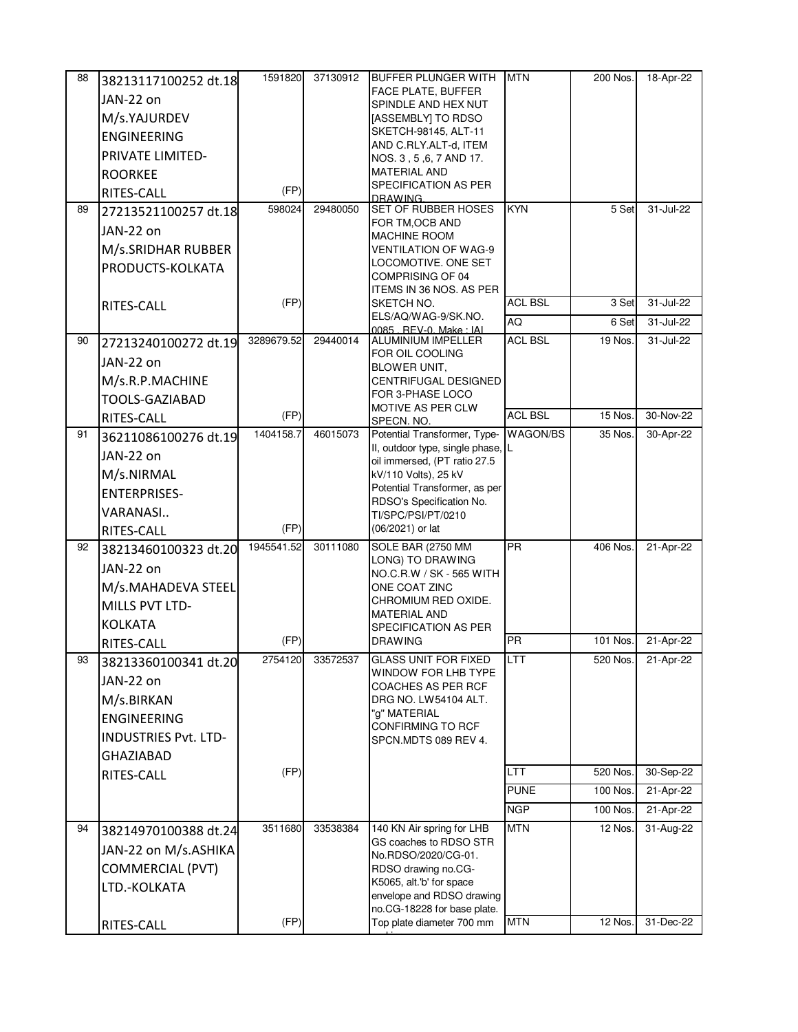| 88 | 38213117100252 dt.18 JAN-22 on M/s.YAJURDEV ENGINEERING PRIVATE LIMITED-ROORKEE RITES-CALL | 1591820 (FP) | 37130912 | BUFFER PLUNGER WITH FACE PLATE, BUFFER SPINDLE AND HEX NUT [ASSEMBLY] TO RDSO SKETCH-98145, ALT-11 AND C.RLY.ALT-d, ITEM NOS. 3 , 5 ,6, 7 AND 17. MATERIAL AND SPECIFICATION AS PER DRAWING. | MTN | 200 Nos. | 18-Apr-22 |
|---|---|---|---|---|---|---|---|
| 89 | 27213521100257 dt.18 JAN-22 on M/s.SRIDHAR RUBBER PRODUCTS-KOLKATA RITES-CALL | 598024 (FP) | 29480050 | SET OF RUBBER HOSES FOR TM,OCB AND MACHINE ROOM VENTILATION OF WAG-9 LOCOMOTIVE. ONE SET COMPRISING OF 04 ITEMS IN 36 NOS. AS PER SKETCH NO. ELS/AQ/WAG-9/SK.NO. 0085 , REV-0. Make : [A] | KYN | 5 Set | 31-Jul-22 |
| | | | | | ACL BSL | 3 Set | 31-Jul-22 |
| | | | | | AQ | 6 Set | 31-Jul-22 |
| 90 | 27213240100272 dt.19 JAN-22 on M/s.R.P.MACHINE TOOLS-GAZIABAD RITES-CALL | 3289679.52 (FP) | 29440014 | ALUMINIUM IMPELLER FOR OIL COOLING BLOWER UNIT, CENTRIFUGAL DESIGNED FOR 3-PHASE LOCO MOTIVE AS PER CLW SPECN. NO. | ACL BSL | 19 Nos. | 31-Jul-22 |
| | | | | | ACL BSL | 15 Nos. | 30-Nov-22 |
| 91 | 36211086100276 dt.19 JAN-22 on M/s.NIRMAL ENTERPRISES-VARANASI.. RITES-CALL | 1404158.7 (FP) | 46015073 | Potential Transformer, Type-II, outdoor type, single phase, oil immersed, (PT ratio 27.5 kV/110 Volts), 25 kV Potential Transformer, as per RDSO's Specification No. TI/SPC/PSI/PT/0210 (06/2021) or lat | WAGON/BSL | 35 Nos. | 30-Apr-22 |
| 92 | 38213460100323 dt.20 JAN-22 on M/s.MAHADEVA STEEL MILLS PVT LTD-KOLKATA RITES-CALL | 1945541.52 (FP) | 30111080 | SOLE BAR (2750 MM LONG) TO DRAWING NO.C.R.W / SK - 565 WITH ONE COAT ZINC CHROMIUM RED OXIDE. MATERIAL AND SPECIFICATION AS PER DRAWING | PR | 406 Nos. | 21-Apr-22 |
| | | | | | PR | 101 Nos. | 21-Apr-22 |
| 93 | 38213360100341 dt.20 JAN-22 on M/s.BIRKAN ENGINEERING INDUSTRIES Pvt. LTD-GHAZIABAD RITES-CALL | 2754120 (FP) | 33572537 | GLASS UNIT FOR FIXED WINDOW FOR LHB TYPE COACHES AS PER RCF DRG NO. LW54104 ALT. "g" MATERIAL CONFIRMING TO RCF SPCN.MDTS 089 REV 4. | LTT | 520 Nos. | 21-Apr-22 |
| | | | | | LTT | 520 Nos. | 30-Sep-22 |
| | | | | | PUNE | 100 Nos. | 21-Apr-22 |
| | | | | | NGP | 100 Nos. | 21-Apr-22 |
| 94 | 38214970100388 dt.24 JAN-22 on M/s.ASHIKA COMMERCIAL (PVT) LTD.-KOLKATA RITES-CALL | 3511680 (FP) | 33538384 | 140 KN Air spring for LHB GS coaches to RDSO STR No.RDSO/2020/CG-01. RDSO drawing no.CG-K5065, alt.'b' for space envelope and RDSO drawing no.CG-18228 for base plate. Top plate diameter 700 mm | MTN | 12 Nos. | 31-Aug-22 |
| | | | | | MTN | 12 Nos. | 31-Dec-22 |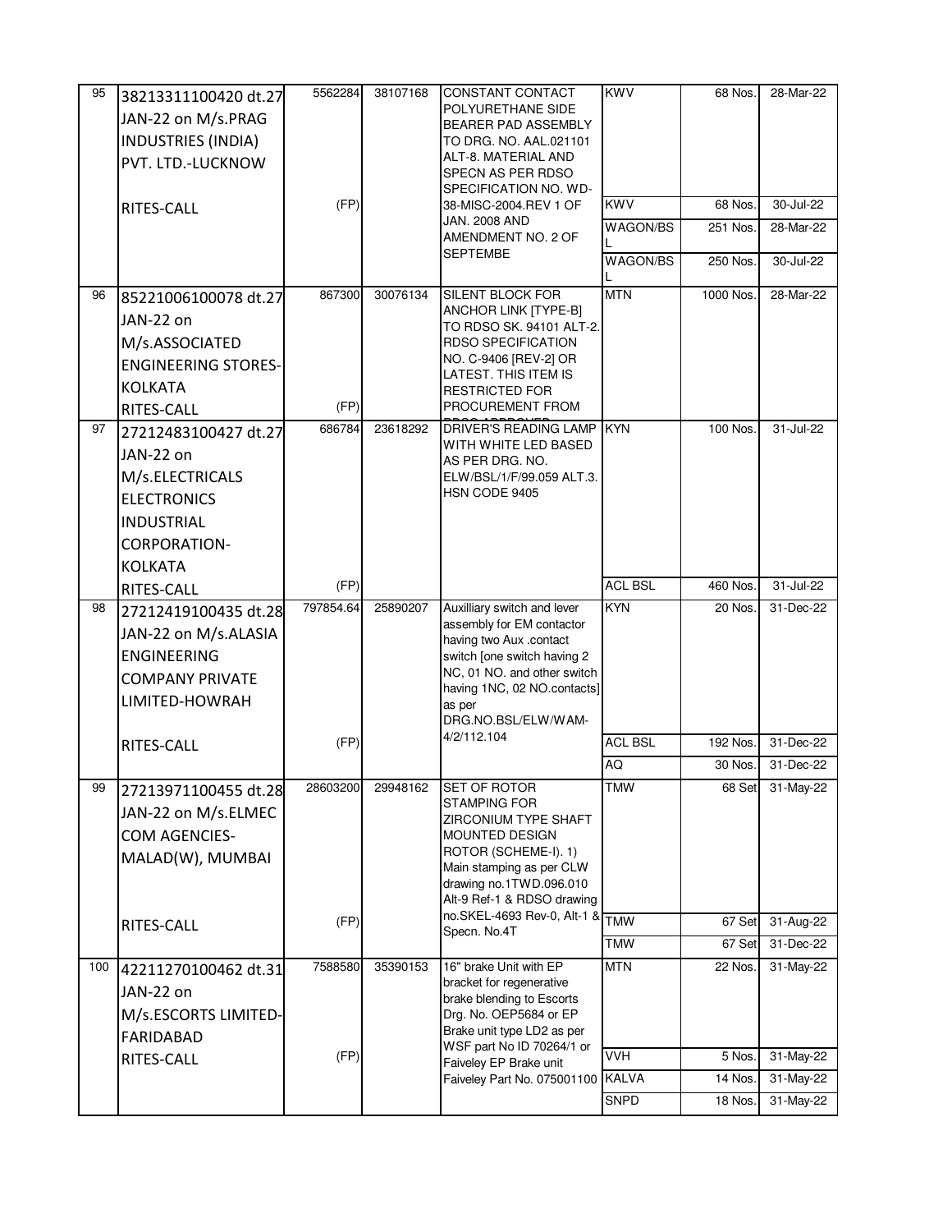| | | | | | | | |
|---|---|---|---|---|---|---|---|
| 95 | 38213311100420 dt.27 JAN-22 on M/s.PRAG INDUSTRIES (INDIA) PVT. LTD.-LUCKNOW<br><br>RITES-CALL | 5562284<br><br>(FP) | 38107168 | CONSTANT CONTACT POLYURETHANE SIDE BEARER PAD ASSEMBLY TO DRG. NO. AAL.021101 ALT-8. MATERIAL AND SPECN AS PER RDSO SPECIFICATION NO. WD-38-MISC-2004.REV 1 OF JAN. 2008 AND AMENDMENT NO. 2 OF SEPTEMBE | KWV | 68 Nos. | 28-Mar-22 |
| | | | | | KWV | 68 Nos. | 30-Jul-22 |
| | | | | | WAGON/BSL | 251 Nos. | 28-Mar-22 |
| | | | | | WAGON/BSL | 250 Nos. | 30-Jul-22 |
| 96 | 85221006100078 dt.27 JAN-22 on M/s.ASSOCIATED ENGINEERING STORES-KOLKATA<br>RITES-CALL | 867300<br><br>(FP) | 30076134 | SILENT BLOCK FOR ANCHOR LINK [TYPE-B] TO RDSO SK. 94101 ALT-2. RDSO SPECIFICATION NO. C-9406 [REV-2] OR LATEST. THIS ITEM IS RESTRICTED FOR PROCUREMENT FROM | MTN | 1000 Nos. | 28-Mar-22 |
| 97 | 27212483100427 dt.27 JAN-22 on M/s.ELECTRICALS ELECTRONICS INDUSTRIAL CORPORATION-KOLKATA<br>RITES-CALL | 686784<br><br>(FP) | 23618292 | DRIVER'S READING LAMP WITH WHITE LED BASED AS PER DRG. NO. ELW/BSL/1/F/99.059 ALT.3. HSN CODE 9405 | KYN | 100 Nos. | 31-Jul-22 |
| | | | | | ACL BSL | 460 Nos. | 31-Jul-22 |
| 98 | 27212419100435 dt.28 JAN-22 on M/s.ALASIA ENGINEERING COMPANY PRIVATE LIMITED-HOWRAH<br><br>RITES-CALL | 797854.64<br><br>(FP) | 25890207 | Auxilliary switch and lever assembly for EM contactor having two Aux .contact switch [one switch having 2 NC, 01 NO. and other switch having 1NC, 02 NO.contacts] as per DRG.NO.BSL/ELW/WAM-4/2/112.104 | KYN | 20 Nos. | 31-Dec-22 |
| | | | | | ACL BSL | 192 Nos. | 31-Dec-22 |
| | | | | | AQ | 30 Nos. | 31-Dec-22 |
| 99 | 27213971100455 dt.28 JAN-22 on M/s.ELMEC COM AGENCIES-MALAD(W), MUMBAI<br><br>RITES-CALL | 28603200<br><br>(FP) | 29948162 | SET OF ROTOR STAMPING FOR ZIRCONIUM TYPE SHAFT MOUNTED DESIGN ROTOR (SCHEME-I). 1) Main stamping as per CLW drawing no.1TWD.096.010 Alt-9 Ref-1 & RDSO drawing no.SKEL-4693 Rev-0, Alt-1 & Specn. No.4T | TMW | 68 Set | 31-May-22 |
| | | | | | TMW | 67 Set | 31-Aug-22 |
| | | | | | TMW | 67 Set | 31-Dec-22 |
| 100 | 42211270100462 dt.31 JAN-22 on M/s.ESCORTS LIMITED-FARIDABAD<br>RITES-CALL | 7588580<br><br>(FP) | 35390153 | 16" brake Unit with EP bracket for regenerative brake blending to Escorts Drg. No. OEP5684 or EP Brake unit type LD2 as per WSF part No ID 70264/1 or Faiveley EP Brake unit Faiveley Part No. 075001100 | MTN | 22 Nos. | 31-May-22 |
| | | | | | VVH | 5 Nos. | 31-May-22 |
| | | | | | KALVA | 14 Nos. | 31-May-22 |
| | | | | | SNPD | 18 Nos. | 31-May-22 |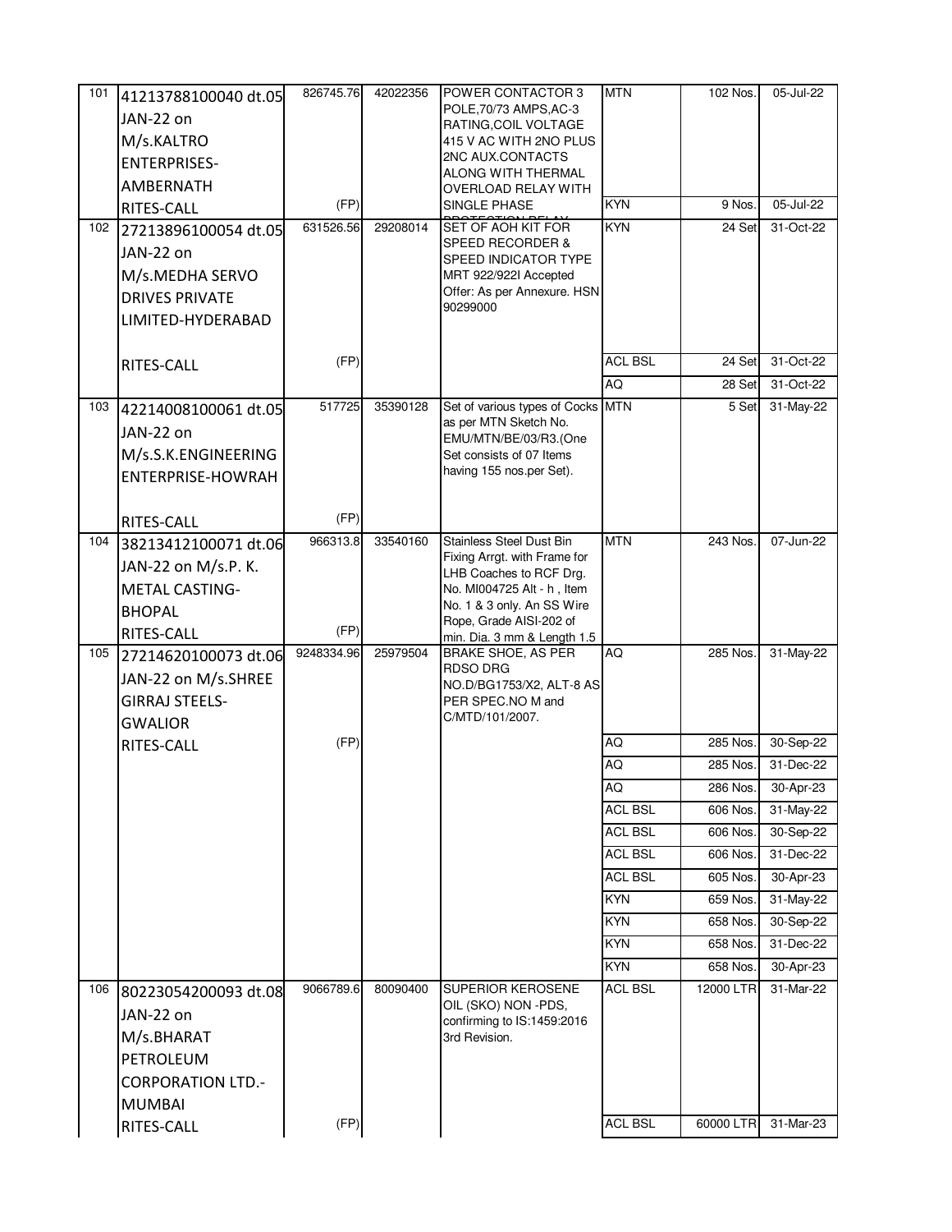| | | | | | | | |
|---|---|---|---|---|---|---|---|
| 101 | 41213788100040 dt.05 JAN-22 on M/s.KALTRO ENTERPRISES-AMBERNATH RITES-CALL | 826745.76 (FP) | 42022356 | POWER CONTACTOR 3 POLE,70/73 AMPS,AC-3 RATING,COIL VOLTAGE 415 V AC WITH 2NO PLUS 2NC AUX.CONTACTS ALONG WITH THERMAL OVERLOAD RELAY WITH SINGLE PHASE PROTECTION RELAY | MTN | 102 Nos. | 05-Jul-22 |
| | | | | | KYN | 9 Nos. | 05-Jul-22 |
| 102 | 27213896100054 dt.05 JAN-22 on M/s.MEDHA SERVO DRIVES PRIVATE LIMITED-HYDERABAD RITES-CALL | 631526.56 (FP) | 29208014 | SET OF AOH KIT FOR SPEED RECORDER & SPEED INDICATOR TYPE MRT 922/922I Accepted Offer: As per Annexure. HSN 90299000 | KYN | 24 Set | 31-Oct-22 |
| | | | | | ACL BSL | 24 Set | 31-Oct-22 |
| | | | | | AQ | 28 Set | 31-Oct-22 |
| 103 | 42214008100061 dt.05 JAN-22 on M/s.S.K.ENGINEERING ENTERPRISE-HOWRAH RITES-CALL | 517725 (FP) | 35390128 | Set of various types of Cocks as per MTN Sketch No. EMU/MTN/BE/03/R3.(One Set consists of 07 Items having 155 nos.per Set). | MTN | 5 Set | 31-May-22 |
| 104 | 38213412100071 dt.06 JAN-22 on M/s.P. K. METAL CASTING-BHOPAL RITES-CALL | 966313.8 (FP) | 33540160 | Stainless Steel Dust Bin Fixing Arrgt. with Frame for LHB Coaches to RCF Drg. No. MI004725 Alt - h , Item No. 1 & 3 only. An SS Wire Rope, Grade AISI-202 of min. Dia. 3 mm & Length 1.5 | MTN | 243 Nos. | 07-Jun-22 |
| 105 | 27214620100073 dt.06 JAN-22 on M/s.SHREE GIRRAJ STEELS-GWALIOR RITES-CALL | 9248334.96 (FP) | 25979504 | BRAKE SHOE, AS PER RDSO DRG NO.D/BG1753/X2, ALT-8 AS PER SPEC.NO M and C/MTD/101/2007. | AQ | 285 Nos. | 31-May-22 |
| | | | | | AQ | 285 Nos. | 30-Sep-22 |
| | | | | | AQ | 285 Nos. | 31-Dec-22 |
| | | | | | AQ | 286 Nos. | 30-Apr-23 |
| | | | | | ACL BSL | 606 Nos. | 31-May-22 |
| | | | | | ACL BSL | 606 Nos. | 30-Sep-22 |
| | | | | | ACL BSL | 606 Nos. | 31-Dec-22 |
| | | | | | ACL BSL | 605 Nos. | 30-Apr-23 |
| | | | | | KYN | 659 Nos. | 31-May-22 |
| | | | | | KYN | 658 Nos. | 30-Sep-22 |
| | | | | | KYN | 658 Nos. | 31-Dec-22 |
| | | | | | KYN | 658 Nos. | 30-Apr-23 |
| 106 | 80223054200093 dt.08 JAN-22 on M/s.BHARAT PETROLEUM CORPORATION LTD.-MUMBAI RITES-CALL | 9066789.6 (FP) | 80090400 | SUPERIOR KEROSENE OIL (SKO) NON -PDS, confirming to IS:1459:2016 3rd Revision. | ACL BSL | 12000 LTR | 31-Mar-22 |
| | | | | | ACL BSL | 60000 LTR | 31-Mar-23 |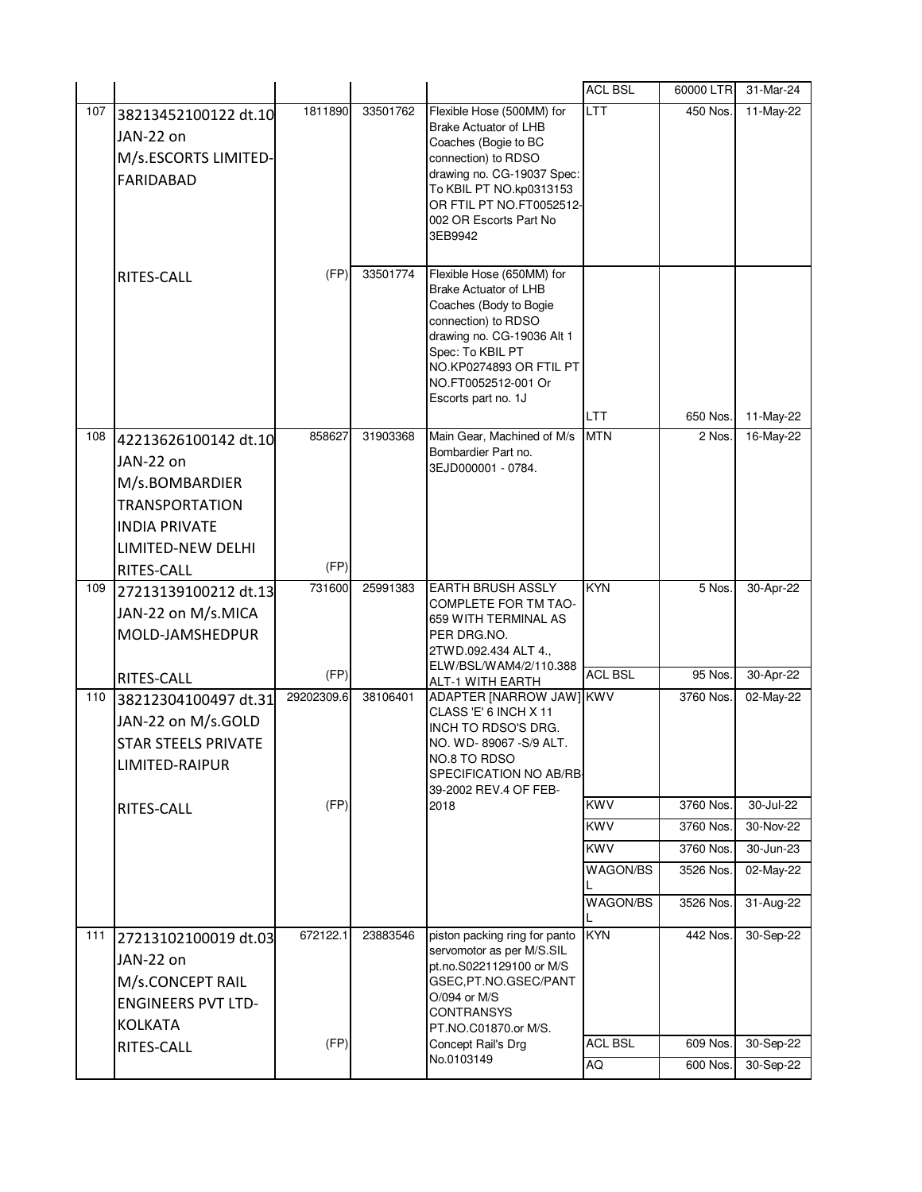| | | | | | | | |
|---|---|---|---|---|---|---|---|
| | | | | | ACL BSL | 60000 LTR | 31-Mar-24 |
| 107 | 38213452100122 dt.10 JAN-22 on M/s.ESCORTS LIMITED-FARIDABAD | 1811890 | 33501762 | Flexible Hose (500MM) for Brake Actuator of LHB Coaches (Bogie to BC connection) to RDSO drawing no. CG-19037 Spec: To KBIL PT NO.kp0313153 OR FTIL PT NO.FT0052512-002 OR Escorts Part No 3EB9942 | LTT | 450 Nos. | 11-May-22 |
| | RITES-CALL | (FP) | 33501774 | Flexible Hose (650MM) for Brake Actuator of LHB Coaches (Body to Bogie connection) to RDSO drawing no. CG-19036 Alt 1 Spec: To KBIL PT NO.KP0274893 OR FTIL PT NO.FT0052512-001 Or Escorts part no. 1J | LTT | 650 Nos. | 11-May-22 |
| 108 | 42213626100142 dt.10 JAN-22 on M/s.BOMBARDIER TRANSPORTATION INDIA PRIVATE LIMITED-NEW DELHI RITES-CALL | 858627 (FP) | 31903368 | Main Gear, Machined of M/s Bombardier Part no. 3EJD000001 - 0784. | MTN | 2 Nos. | 16-May-22 |
| 109 | 27213139100212 dt.13 JAN-22 on M/s.MICA MOLD-JAMSHEDPUR | 731600 | 25991383 | EARTH BRUSH ASSLY COMPLETE FOR TM TAO-659 WITH TERMINAL AS PER DRG.NO. 2TWD.092.434 ALT 4., ELW/BSL/WAM4/2/110.388 ALT-1 WITH EARTH | KYN | 5 Nos. | 30-Apr-22 |
| | RITES-CALL | (FP) | | | ACL BSL | 95 Nos. | 30-Apr-22 |
| 110 | 38212304100497 dt.31 JAN-22 on M/s.GOLD STAR STEELS PRIVATE LIMITED-RAIPUR | 29202309.6 | 38106401 | ADAPTER [NARROW JAW] CLASS 'E' 6 INCH X 11 INCH TO RDSO'S DRG. NO. WD- 89067 -S/9 ALT. NO.8 TO RDSO SPECIFICATION NO AB/RB-39-2002 REV.4 OF FEB-2018 | KWV | 3760 Nos. | 02-May-22 |
| | RITES-CALL | (FP) | | | KWV | 3760 Nos. | 30-Jul-22 |
| | | | | | KWV | 3760 Nos. | 30-Nov-22 |
| | | | | | KWV | 3760 Nos. | 30-Jun-23 |
| | | | | | WAGON/BSL | 3526 Nos. | 02-May-22 |
| | | | | | WAGON/BSL | 3526 Nos. | 31-Aug-22 |
| 111 | 27213102100019 dt.03 JAN-22 on M/s.CONCEPT RAIL ENGINEERS PVT LTD-KOLKATA | 672122.1 | 23883546 | piston packing ring for panto servomotor as per M/S.SIL pt.no.S0221129100 or M/S GSEC,PT.NO.GSEC/PANTO/094 or M/S CONTRANSYS PT.NO.C01870.or M/S. Concept Rail's Drg No.0103149 | KYN | 442 Nos. | 30-Sep-22 |
| | RITES-CALL | (FP) | | | ACL BSL | 609 Nos. | 30-Sep-22 |
| | | | | | AQ | 600 Nos. | 30-Sep-22 |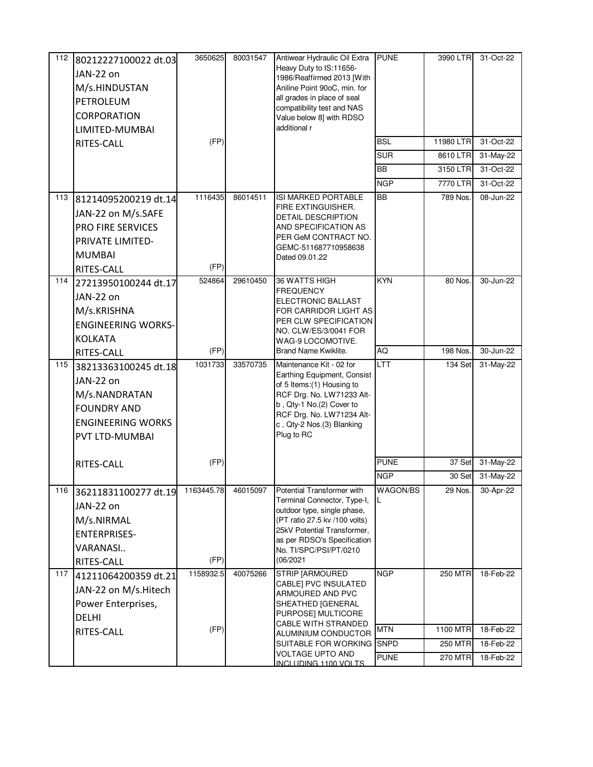| | | | | | | | |
|---|---|---|---|---|---|---|---|
| 112 | 80212227100022 dt.03 JAN-22 on M/s.HINDUSTAN PETROLEUM CORPORATION LIMITED-MUMBAI RITES-CALL | 3650625 (FP) | 80031547 | Antiwear Hydraulic Oil Extra Heavy Duty to IS:11656-1986/Reaffirmed 2013 [With Aniline Point 90oC, min. for all grades in place of seal compatibility test and NAS Value below 8] with RDSO additional r | PUNE | 3990 LTR | 31-Oct-22 |
| | | | | | BSL | 11980 LTR | 31-Oct-22 |
| | | | | | SUR | 8610 LTR | 31-May-22 |
| | | | | | BB | 3150 LTR | 31-Oct-22 |
| | | | | | NGP | 7770 LTR | 31-Oct-22 |
| 113 | 81214095200219 dt.14 JAN-22 on M/s.SAFE PRO FIRE SERVICES PRIVATE LIMITED-MUMBAI RITES-CALL | 1116435 (FP) | 86014511 | ISI MARKED PORTABLE FIRE EXTINGUISHER. DETAIL DESCRIPTION AND SPECIFICATION AS PER GeM CONTRACT NO. GEMC-511687710958638 Dated 09.01.22 | BB | 789 Nos. | 08-Jun-22 |
| 114 | 27213950100244 dt.17 JAN-22 on M/s.KRISHNA ENGINEERING WORKS-KOLKATA RITES-CALL | 524864 (FP) | 29610450 | 36 WATTS HIGH FREQUENCY ELECTRONIC BALLAST FOR CARRIDOR LIGHT AS PER CLW SPECIFICATION NO. CLW/ES/3/0041 FOR WAG-9 LOCOMOTIVE. Brand Name Kwiklite. | KYN | 80 Nos. | 30-Jun-22 |
| | | | | | AQ | 198 Nos. | 30-Jun-22 |
| 115 | 38213363100245 dt.18 JAN-22 on M/s.NANDRATAN FOUNDRY AND ENGINEERING WORKS PVT LTD-MUMBAI RITES-CALL | 1031733 (FP) | 33570735 | Maintenance Kit - 02 for Earthing Equipment, Consist of 5 Items:(1) Housing to RCF Drg. No. LW71233 Alt-b , Qty-1 No.(2) Cover to RCF Drg. No. LW71234 Alt-c , Qty-2 Nos.(3) Blanking Plug to RC | LTT | 134 Set | 31-May-22 |
| | | | | | PUNE | 37 Set | 31-May-22 |
| | | | | | NGP | 30 Set | 31-May-22 |
| 116 | 36211831100277 dt.19 JAN-22 on M/s.NIRMAL ENTERPRISES-VARANASI.. RITES-CALL | 1163445.78 (FP) | 46015097 | Potential Transformer with Terminal Connector, Type-I, outdoor type, single phase, (PT ratio 27.5 kv /100 volts) 25kV Potential Transformer, as per RDSO's Specification No. TI/SPC/PSI/PT/0210 (06/2021 | WAGON/BSL | 29 Nos. | 30-Apr-22 |
| 117 | 41211064200359 dt.21 JAN-22 on M/s.Hitech Power Enterprises, DELHI RITES-CALL | 1158932.5 (FP) | 40075266 | STRIP [ARMOURED CABLE] PVC INSULATED ARMOURED AND PVC SHEATHED [GENERAL PURPOSE] MULTICORE CABLE WITH STRANDED ALUMINIUM CONDUCTOR SUITABLE FOR WORKING VOLTAGE UPTO AND INCLUDING 1100 VOLTS | NGP | 250 MTR | 18-Feb-22 |
| | | | | | MTN | 1100 MTR | 18-Feb-22 |
| | | | | | SNPD | 250 MTR | 18-Feb-22 |
| | | | | | PUNE | 270 MTR | 18-Feb-22 |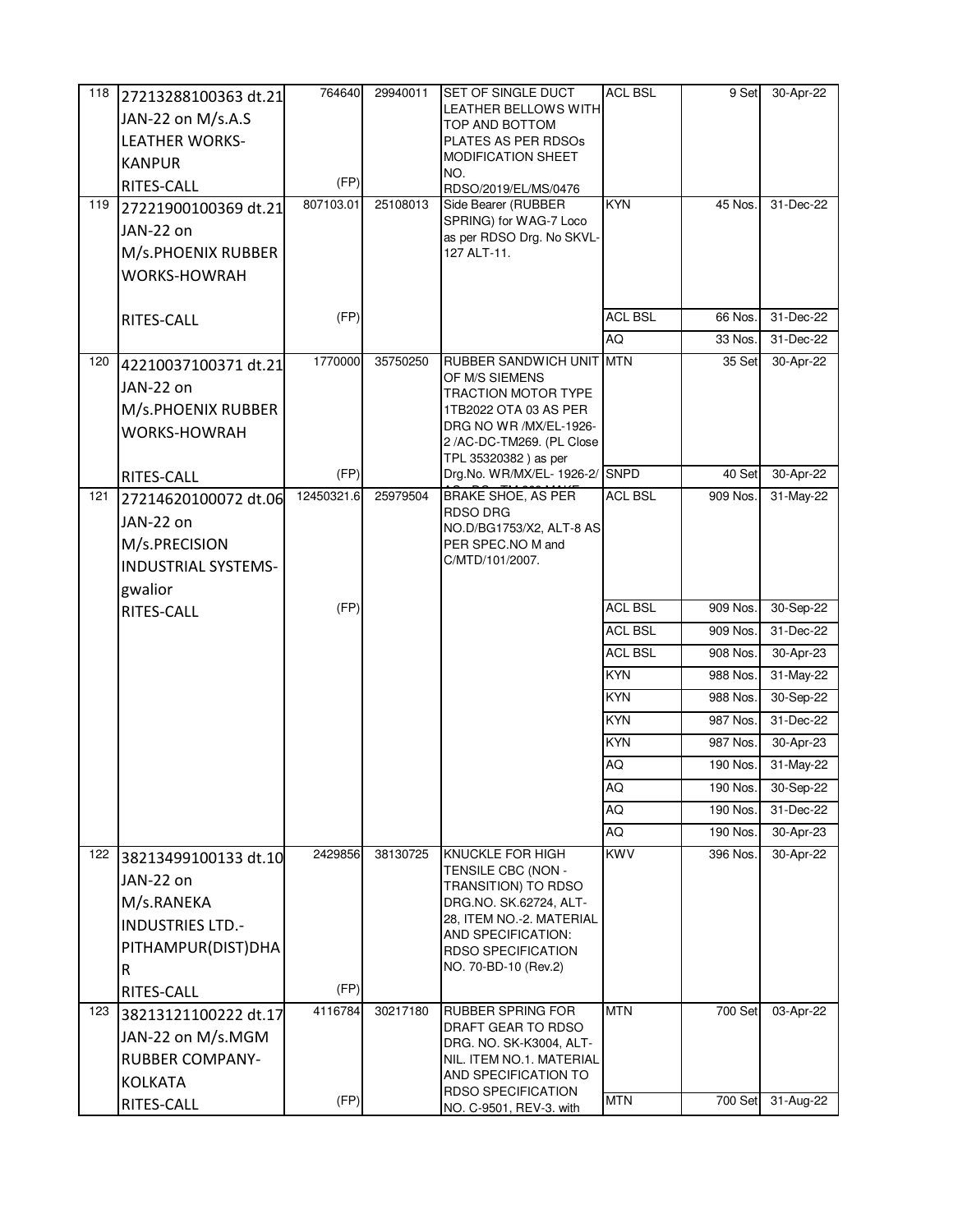| | | | | | | | |
|---|---|---|---|---|---|---|---|
| 118 | 27213288100363 dt.21 JAN-22 on M/s.A.S LEATHER WORKS-KANPUR RITES-CALL | 764640 (FP) | 29940011 | SET OF SINGLE DUCT LEATHER BELLOWS WITH TOP AND BOTTOM PLATES AS PER RDSOs MODIFICATION SHEET NO. RDSO/2019/EL/MS/0476 | ACL BSL | 9 Set | 30-Apr-22 |
| 119 | 27221900100369 dt.21 JAN-22 on M/s.PHOENIX RUBBER WORKS-HOWRAH RITES-CALL | 807103.01 (FP) | 25108013 | Side Bearer (RUBBER SPRING) for WAG-7 Loco as per RDSO Drg. No SKVL-127 ALT-11. | KYN | 45 Nos. | 31-Dec-22 |
| | | | | | ACL BSL | 66 Nos. | 31-Dec-22 |
| | | | | | AQ | 33 Nos. | 31-Dec-22 |
| 120 | 42210037100371 dt.21 JAN-22 on M/s.PHOENIX RUBBER WORKS-HOWRAH RITES-CALL | 1770000 (FP) | 35750250 | RUBBER SANDWICH UNIT OF M/S SIEMENS TRACTION MOTOR TYPE 1TB2022 OTA 03 AS PER DRG NO WR /MX/EL-1926-2 /AC-DC-TM269. (PL Close TPL 35320382 ) as per Drg.No. WR/MX/EL- 1926-2/ | MTN | 35 Set | 30-Apr-22 |
| | | | | | SNPD | 40 Set | 30-Apr-22 |
| 121 | 27214620100072 dt.06 JAN-22 on M/s.PRECISION INDUSTRIAL SYSTEMS-gwalior RITES-CALL | 12450321.6 (FP) | 25979504 | BRAKE SHOE, AS PER RDSO DRG NO.D/BG1753/X2, ALT-8 AS PER SPEC.NO M and C/MTD/101/2007. | ACL BSL | 909 Nos. | 31-May-22 |
| | | | | | ACL BSL | 909 Nos. | 30-Sep-22 |
| | | | | | ACL BSL | 909 Nos. | 31-Dec-22 |
| | | | | | ACL BSL | 908 Nos. | 30-Apr-23 |
| | | | | | KYN | 988 Nos. | 31-May-22 |
| | | | | | KYN | 988 Nos. | 30-Sep-22 |
| | | | | | KYN | 987 Nos. | 31-Dec-22 |
| | | | | | KYN | 987 Nos. | 30-Apr-23 |
| | | | | | AQ | 190 Nos. | 31-May-22 |
| | | | | | AQ | 190 Nos. | 30-Sep-22 |
| | | | | | AQ | 190 Nos. | 31-Dec-22 |
| | | | | | AQ | 190 Nos. | 30-Apr-23 |
| 122 | 38213499100133 dt.10 JAN-22 on M/s.RANEKA INDUSTRIES LTD.-PITHAMPUR(DIST)DHAR RITES-CALL | 2429856 (FP) | 38130725 | KNUCKLE FOR HIGH TENSILE CBC (NON - TRANSITION) TO RDSO DRG.NO. SK.62724, ALT-28, ITEM NO.-2. MATERIAL AND SPECIFICATION: RDSO SPECIFICATION NO. 70-BD-10 (Rev.2) | KWV | 396 Nos. | 30-Apr-22 |
| 123 | 38213121100222 dt.17 JAN-22 on M/s.MGM RUBBER COMPANY-KOLKATA RITES-CALL | 4116784 (FP) | 30217180 | RUBBER SPRING FOR DRAFT GEAR TO RDSO DRG. NO. SK-K3004, ALT-NIL. ITEM NO.1. MATERIAL AND SPECIFICATION TO RDSO SPECIFICATION NO. C-9501, REV-3. with | MTN | 700 Set | 03-Apr-22 |
| | | | | | MTN | 700 Set | 31-Aug-22 |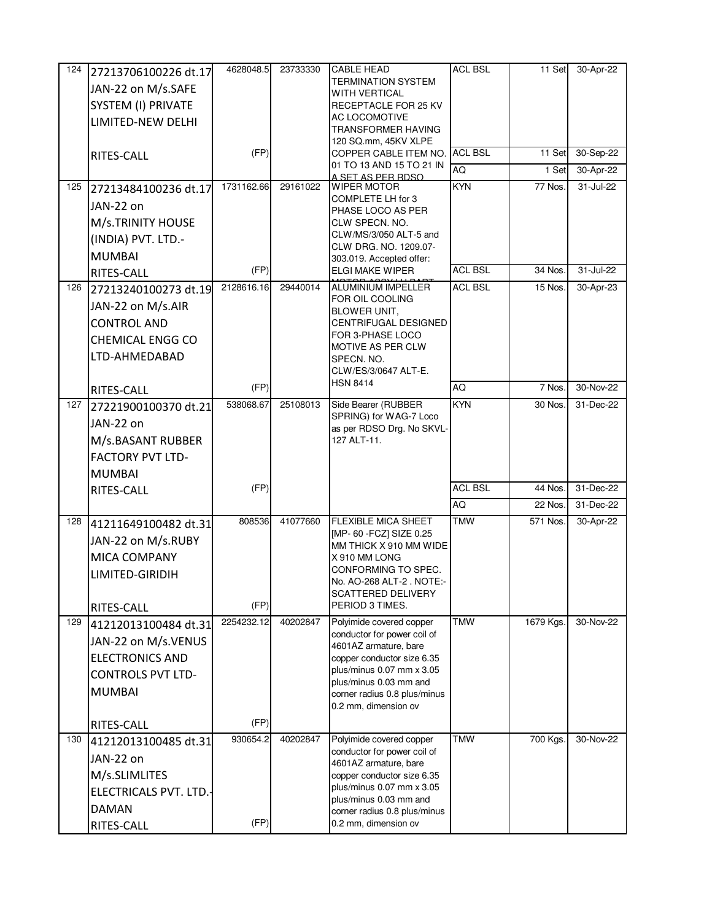| 124 | 27213706100226 dt.17 JAN-22 on M/s.SAFE SYSTEM (I) PRIVATE LIMITED-NEW DELHI RITES-CALL | 4628048.5 (FP) | 23733330 | CABLE HEAD TERMINATION SYSTEM WITH VERTICAL RECEPTACLE FOR 25 KV AC LOCOMOTIVE TRANSFORMER HAVING 120 SQ.mm, 45KV XLPE COPPER CABLE ITEM NO. 01 TO 13 AND 15 TO 21 IN A SET AS PER RDSO | ACL BSL | 11 Set | 30-Apr-22 |
|---|---|---|---|---|---|---|---|
| | | | | | ACL BSL | 11 Set | 30-Sep-22 |
| | | | | | AQ | 1 Set | 30-Apr-22 |
| 125 | 27213484100236 dt.17 JAN-22 on M/s.TRINITY HOUSE (INDIA) PVT. LTD.-MUMBAI RITES-CALL | 1731162.66 (FP) | 29161022 | WIPER MOTOR COMPLETE LH for 3 PHASE LOCO AS PER CLW SPECN. NO. CLW/MS/3/050 ALT-5 and CLW DRG. NO. 1209.07-303.019. Accepted offer: ELGI MAKE WIPER MOTOR ASSY LH PART | KYN | 77 Nos. | 31-Jul-22 |
| | | | | | ACL BSL | 34 Nos. | 31-Jul-22 |
| 126 | 27213240100273 dt.19 JAN-22 on M/s.AIR CONTROL AND CHEMICAL ENGG CO LTD-AHMEDABAD RITES-CALL | 2128616.16 (FP) | 29440014 | ALUMINIUM IMPELLER FOR OIL COOLING BLOWER UNIT, CENTRIFUGAL DESIGNED FOR 3-PHASE LOCO MOTIVE AS PER CLW SPECN. NO. CLW/ES/3/0647 ALT-E. HSN 8414 | ACL BSL | 15 Nos. | 30-Apr-23 |
| | | | | | AQ | 7 Nos. | 30-Nov-22 |
| 127 | 27221900100370 dt.21 JAN-22 on M/s.BASANT RUBBER FACTORY PVT LTD-MUMBAI RITES-CALL | 538068.67 (FP) | 25108013 | Side Bearer (RUBBER SPRING) for WAG-7 Loco as per RDSO Drg. No SKVL-127 ALT-11. | KYN | 30 Nos. | 31-Dec-22 |
| | | | | | ACL BSL | 44 Nos. | 31-Dec-22 |
| | | | | | AQ | 22 Nos. | 31-Dec-22 |
| 128 | 41211649100482 dt.31 JAN-22 on M/s.RUBY MICA COMPANY LIMITED-GIRIDIH RITES-CALL | 808536 (FP) | 41077660 | FLEXIBLE MICA SHEET [MP- 60 -FCZ] SIZE 0.25 MM THICK X 910 MM WIDE X 910 MM LONG CONFORMING TO SPEC. No. AO-268 ALT-2 . NOTE:- SCATTERED DELIVERY PERIOD 3 TIMES. | TMW | 571 Nos. | 30-Apr-22 |
| 129 | 41212013100484 dt.31 JAN-22 on M/s.VENUS ELECTRONICS AND CONTROLS PVT LTD-MUMBAI RITES-CALL | 2254232.12 (FP) | 40202847 | Polyimide covered copper conductor for power coil of 4601AZ armature, bare copper conductor size 6.35 plus/minus 0.07 mm x 3.05 plus/minus 0.03 mm and corner radius 0.8 plus/minus 0.2 mm, dimension ov | TMW | 1679 Kgs. | 30-Nov-22 |
| 130 | 41212013100485 dt.31 JAN-22 on M/s.SLIMLITES ELECTRICALS PVT. LTD.-DAMAN RITES-CALL | 930654.2 (FP) | 40202847 | Polyimide covered copper conductor for power coil of 4601AZ armature, bare copper conductor size 6.35 plus/minus 0.07 mm x 3.05 plus/minus 0.03 mm and corner radius 0.8 plus/minus 0.2 mm, dimension ov | TMW | 700 Kgs. | 30-Nov-22 |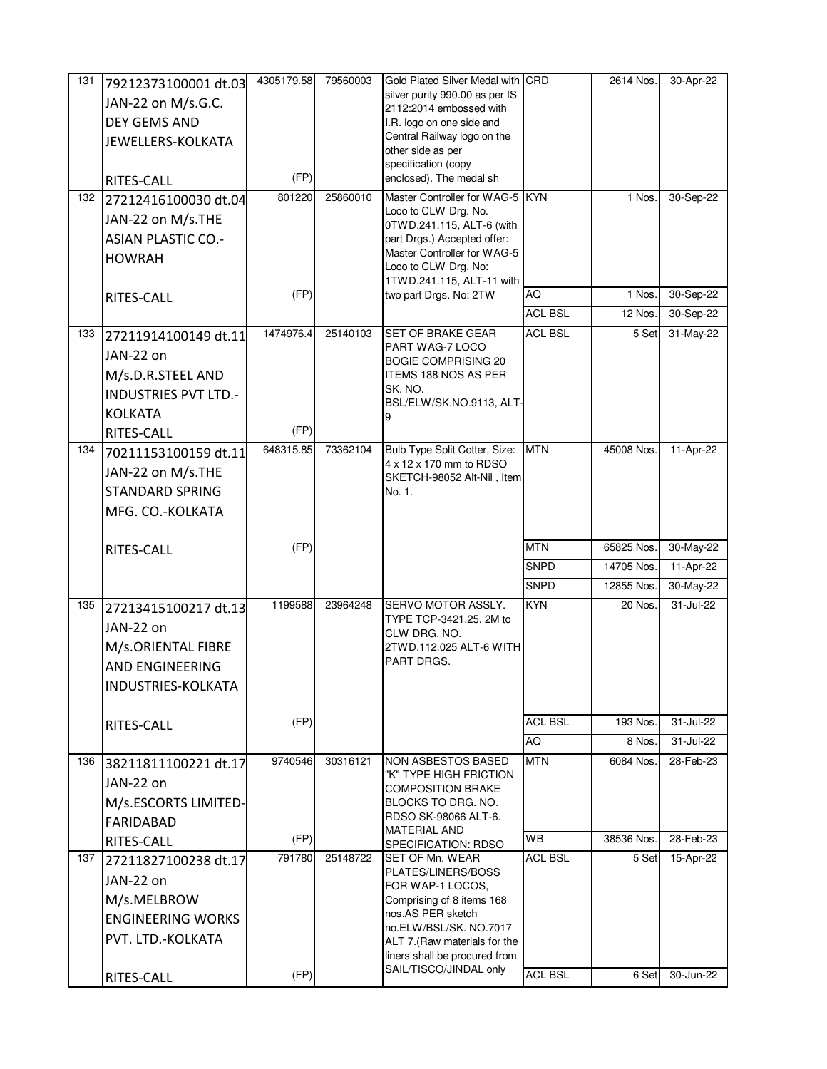| 131 | 79212373100001 dt.03 JAN-22 on M/s.G.C. DEY GEMS AND JEWELLERS-KOLKATA RITES-CALL | 4305179.58 (FP) | 79560003 | Gold Plated Silver Medal with silver purity 990.00 as per IS 2112:2014 embossed with I.R. logo on one side and Central Railway logo on the other side as per specification (copy enclosed). The medal sh | CRD | 2614 Nos. | 30-Apr-22 |
|---|---|---|---|---|---|---|---|
| 132 | 27212416100030 dt.04 JAN-22 on M/s.THE ASIAN PLASTIC CO.-HOWRAH RITES-CALL | 801220 (FP) | 25860010 | Master Controller for WAG-5 Loco to CLW Drg. No. 0TWD.241.115, ALT-6 (with part Drgs.) Accepted offer: Master Controller for WAG-5 Loco to CLW Drg. No: 1TWD.241.115, ALT-11 with two part Drgs. No: 2TW | KYN | 1 Nos. | 30-Sep-22 |
| | | | | | AQ | 1 Nos. | 30-Sep-22 |
| | | | | | ACL BSL | 12 Nos. | 30-Sep-22 |
| 133 | 27211914100149 dt.11 JAN-22 on M/s.D.R.STEEL AND INDUSTRIES PVT LTD.-KOLKATA RITES-CALL | 1474976.4 (FP) | 25140103 | SET OF BRAKE GEAR PART WAG-7 LOCO BOGIE COMPRISING 20 ITEMS 188 NOS AS PER SK. NO. BSL/ELW/SK.NO.9113, ALT-9 | ACL BSL | 5 Set | 31-May-22 |
| 134 | 70211153100159 dt.11 JAN-22 on M/s.THE STANDARD SPRING MFG. CO.-KOLKATA RITES-CALL | 648315.85 (FP) | 73362104 | Bulb Type Split Cotter, Size: 4 x 12 x 170 mm to RDSO SKETCH-98052 Alt-Nil , Item No. 1. | MTN | 45008 Nos. | 11-Apr-22 |
| | | | | | MTN | 65825 Nos. | 30-May-22 |
| | | | | | SNPD | 14705 Nos. | 11-Apr-22 |
| | | | | | SNPD | 12855 Nos. | 30-May-22 |
| 135 | 27213415100217 dt.13 JAN-22 on M/s.ORIENTAL FIBRE AND ENGINEERING INDUSTRIES-KOLKATA RITES-CALL | 1199588 (FP) | 23964248 | SERVO MOTOR ASSLY. TYPE TCP-3421.25. 2M to CLW DRG. NO. 2TWD.112.025 ALT-6 WITH PART DRGS. | KYN | 20 Nos. | 31-Jul-22 |
| | | | | | ACL BSL | 193 Nos. | 31-Jul-22 |
| | | | | | AQ | 8 Nos. | 31-Jul-22 |
| 136 | 38211811100221 dt.17 JAN-22 on M/s.ESCORTS LIMITED-FARIDABAD RITES-CALL | 9740546 (FP) | 30316121 | NON ASBESTOS BASED "K" TYPE HIGH FRICTION COMPOSITION BRAKE BLOCKS TO DRG. NO. RDSO SK-98066 ALT-6. MATERIAL AND SPECIFICATION: RDSO | MTN | 6084 Nos. | 28-Feb-23 |
| | | | | | WB | 38536 Nos. | 28-Feb-23 |
| 137 | 27211827100238 dt.17 JAN-22 on M/s.MELBROW ENGINEERING WORKS PVT. LTD.-KOLKATA RITES-CALL | 791780 (FP) | 25148722 | SET OF Mn. WEAR PLATES/LINERS/BOSS FOR WAP-1 LOCOS, Comprising of 8 items 168 nos.AS PER sketch no.ELW/BSL/SK. NO.7017 ALT 7.(Raw materials for the liners shall be procured from SAIL/TISCO/JINDAL only | ACL BSL | 5 Set | 15-Apr-22 |
| | | | | | ACL BSL | 6 Set | 30-Jun-22 |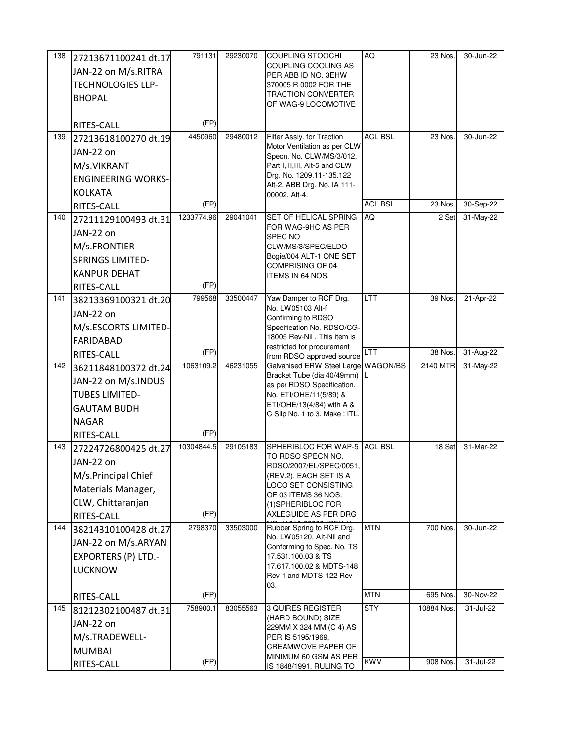| 138 | 27213671100241 dt.17 JAN-22 on M/s.RITRA TECHNOLOGIES LLP-BHOPAL RITES-CALL | 791131 (FP) | 29230070 | COUPLING STOOCHI COUPLING COOLING AS PER ABB ID NO. 3EHW 370005 R 0002 FOR THE TRACTION CONVERTER OF WAG-9 LOCOMOTIVE | AQ | 23 Nos. | 30-Jun-22 |
|---|---|---|---|---|---|---|---|
| 139 | 27213618100270 dt.19 JAN-22 on M/s.VIKRANT ENGINEERING WORKS-KOLKATA RITES-CALL | 4450960 (FP) | 29480012 | Filter Assly. for Traction Motor Ventilation as per CLW Specn. No. CLW/MS/3/012, Part I, II,III, Alt-5 and CLW Drg. No. 1209.11-135.122 Alt-2, ABB Drg. No. IA 111-00002, Alt-4. | ACL BSL | 23 Nos. | 30-Jun-22 |
| | | | | | ACL BSL | 23 Nos. | 30-Sep-22 |
| 140 | 27211129100493 dt.31 JAN-22 on M/s.FRONTIER SPRINGS LIMITED-KANPUR DEHAT RITES-CALL | 1233774.96 (FP) | 29041041 | SET OF HELICAL SPRING FOR WAG-9HC AS PER SPEC NO CLW/MS/3/SPEC/ELDO Bogie/004 ALT-1 ONE SET COMPRISING OF 04 ITEMS IN 64 NOS. | AQ | 2 Set | 31-May-22 |
| 141 | 38213369100321 dt.20 JAN-22 on M/s.ESCORTS LIMITED-FARIDABAD RITES-CALL | 799568 (FP) | 33500447 | Yaw Damper to RCF Drg. No. LW05103 Alt-f Confirming to RDSO Specification No. RDSO/CG-18005 Rev-Nil . This item is restricted for procurement from RDSO approved source | LTT | 39 Nos. | 21-Apr-22 |
| | | | | | LTT | 38 Nos. | 31-Aug-22 |
| 142 | 36211848100372 dt.24 JAN-22 on M/s.INDUS TUBES LIMITED-GAUTAM BUDH NAGAR RITES-CALL | 1063109.2 (FP) | 46231055 | Galvanised ERW Steel Large Bracket Tube (dia 40/49mm) as per RDSO Specification. No. ETI/OHE/11(5/89) & ETI/OHE/13(4/84) with A & C Slip No. 1 to 3. Make : ITL. | WAGON/BSL | 2140 MTR | 31-May-22 |
| 143 | 27224726800425 dt.27 JAN-22 on M/s.Principal Chief Materials Manager, CLW, Chittaranjan RITES-CALL | 10304844.5 (FP) | 29105183 | SPHERIBLOC FOR WAP-5 TO RDSO SPECN NO. RDSO/2007/EL/SPEC/0051, (REV.2). EACH SET IS A LOCO SET CONSISTING OF 03 ITEMS 36 NOS. (1)SPHERIBLOC FOR AXLEGUIDE AS PER DRG | ACL BSL | 18 Set | 31-Mar-22 |
| 144 | 38214310100428 dt.27 JAN-22 on M/s.ARYAN EXPORTERS (P) LTD.-LUCKNOW RITES-CALL | 2798370 (FP) | 33503000 | Rubber Spring to RCF Drg. No. LW05120, Alt-Nil and Conforming to Spec. No. TS 17.531.100.03 & TS 17.617.100.02 & MDTS-148 Rev-1 and MDTS-122 Rev-03. | MTN | 700 Nos. | 30-Jun-22 |
| | | | | | MTN | 695 Nos. | 30-Nov-22 |
| 145 | 81212302100487 dt.31 JAN-22 on M/s.TRADEWELL-MUMBAI RITES-CALL | 758900.1 (FP) | 83055563 | 3 QUIRES REGISTER (HARD BOUND) SIZE 229MM X 324 MM (C 4) AS PER IS 5195/1969, CREAMWOVE PAPER OF MINIMUM 60 GSM AS PER IS 1848/1991. RULING TO | STY | 10884 Nos. | 31-Jul-22 |
| | | | | | KWV | 908 Nos. | 31-Jul-22 |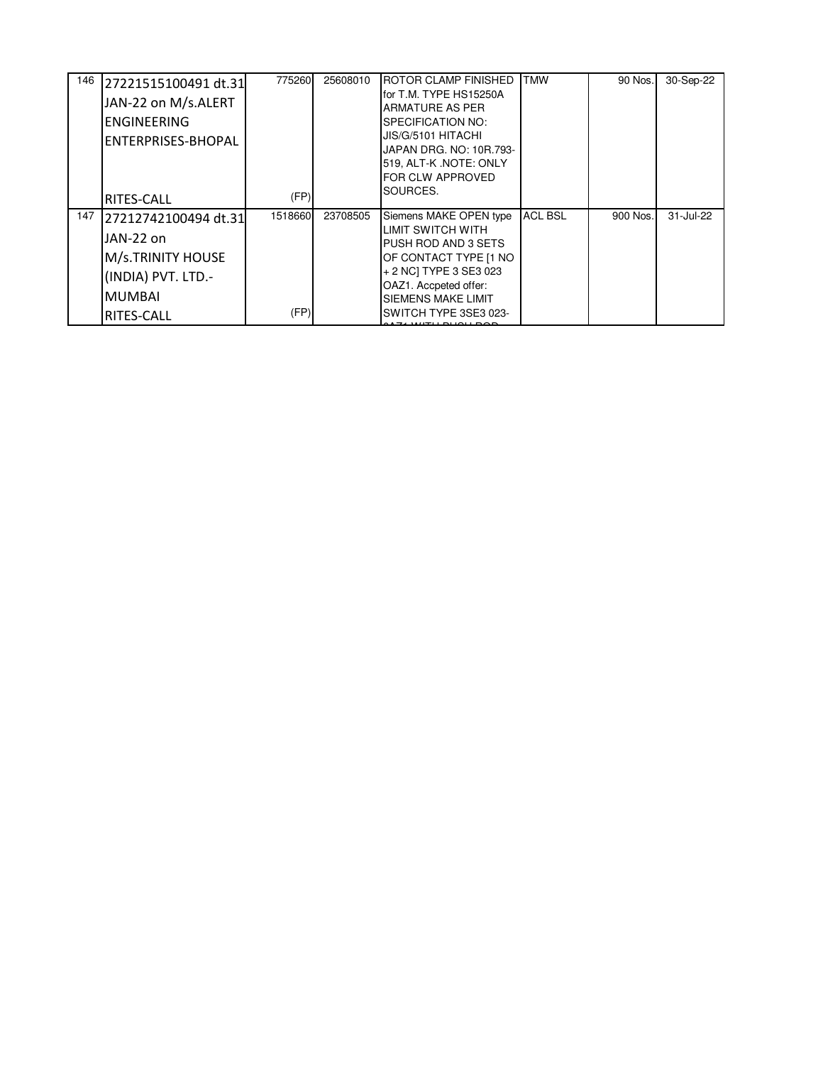| | | | | | | | |
|---|---|---|---|---|---|---|---|
| 146 | 27221515100491 dt.31 JAN-22 on M/s.ALERT ENGINEERING ENTERPRISES-BHOPAL RITES-CALL | 775260 (FP) | 25608010 | ROTOR CLAMP FINISHED for T.M. TYPE HS15250A ARMATURE AS PER SPECIFICATION NO: JIS/G/5101 HITACHI JAPAN DRG. NO: 10R.793-519, ALT-K .NOTE: ONLY FOR CLW APPROVED SOURCES. | TMW | 90 Nos. | 30-Sep-22 |
| 147 | 27212742100494 dt.31 JAN-22 on M/s.TRINITY HOUSE (INDIA) PVT. LTD.-MUMBAI RITES-CALL | 1518660 (FP) | 23708505 | Siemens MAKE OPEN type LIMIT SWITCH WITH PUSH ROD AND 3 SETS OF CONTACT TYPE [1 NO + 2 NC] TYPE 3 SE3 023 OAZ1. Accpeted offer: SIEMENS MAKE LIMIT SWITCH TYPE 3SE3 023- | ACL BSL | 900 Nos. | 31-Jul-22 |